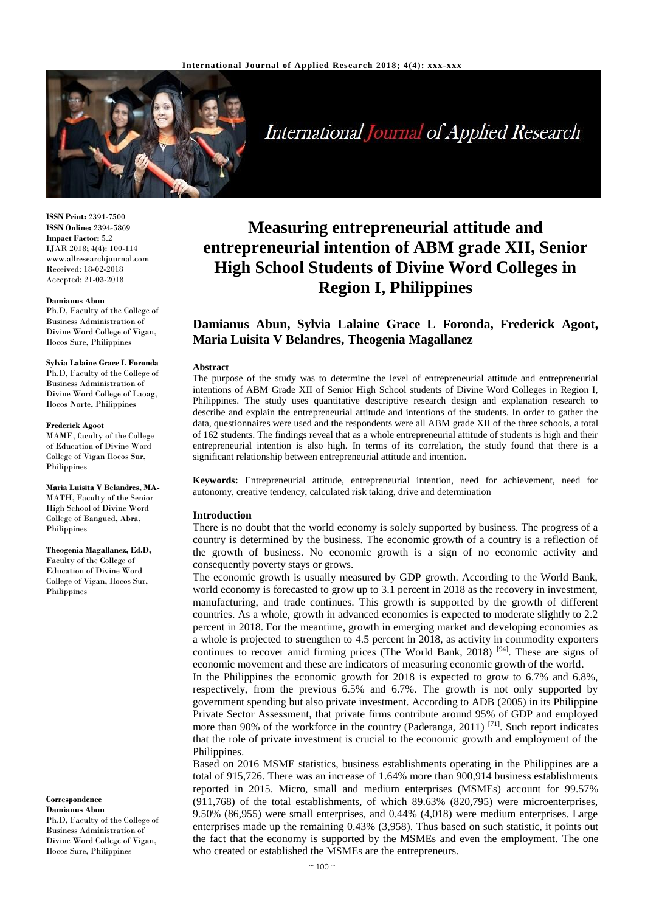**ISSN Print:** 2394-7500
**ISSN Online:** 2394-5869
**Impact Factor:** 5.2
IJAR 2018; 4(4): 100-114
www.allresearchjournal.com
Received: 18-02-2018
Accepted: 21-03-2018

**Damianus Abun**
Ph.D, Faculty of the College of Business Administration of Divine Word College of Vigan, Ilocos Sure, Philippines

**Sylvia Lalaine Grace L Foronda**
Ph.D, Faculty of the College of Business Administration of Divine Word College of Laoag, Ilocos Norte, Philippines

**Frederick Agoot**
MAME, faculty of the College of Education of Divine Word College of Vigan Ilocos Sur, Philippines

**Maria Luisita V Belandres, MA-**
MATH, Faculty of the Senior High School of Divine Word College of Bangued, Abra, Philippines

**Theogenia Magallanez, Ed.D,**
Faculty of the College of Education of Divine Word College of Vigan, Ilocos Sur, Philippines

**Correspondence**
**Damianus Abun**
Ph.D, Faculty of the College of Business Administration of Divine Word College of Vigan, Ilocos Sure, Philippines

# Measuring entrepreneurial attitude and entrepreneurial intention of ABM grade XII, Senior High School Students of Divine Word Colleges in Region I, Philippines

## Damianus Abun, Sylvia Lalaine Grace L Foronda, Frederick Agoot, Maria Luisita V Belandres, Theogenia Magallanez

### Abstract

The purpose of the study was to determine the level of entrepreneurial attitude and entrepreneurial intentions of ABM Grade XII of Senior High School students of Divine Word Colleges in Region I, Philippines. The study uses quantitative descriptive research design and explanation research to describe and explain the entrepreneurial attitude and intentions of the students. In order to gather the data, questionnaires were used and the respondents were all ABM grade XII of the three schools, a total of 162 students. The findings reveal that as a whole entrepreneurial attitude of students is high and their entrepreneurial intention is also high. In terms of its correlation, the study found that there is a significant relationship between entrepreneurial attitude and intention.

**Keywords:** Entrepreneurial attitude, entrepreneurial intention, need for achievement, need for autonomy, creative tendency, calculated risk taking, drive and determination

### Introduction

There is no doubt that the world economy is solely supported by business. The progress of a country is determined by the business. The economic growth of a country is a reflection of the growth of business. No economic growth is a sign of no economic activity and consequently poverty stays or grows.

The economic growth is usually measured by GDP growth. According to the World Bank, world economy is forecasted to grow up to 3.1 percent in 2018 as the recovery in investment, manufacturing, and trade continues. This growth is supported by the growth of different countries. As a whole, growth in advanced economies is expected to moderate slightly to 2.2 percent in 2018. For the meantime, growth in emerging market and developing economies as a whole is projected to strengthen to 4.5 percent in 2018, as activity in commodity exporters continues to recover amid firming prices (The World Bank, 2018) [94]. These are signs of economic movement and these are indicators of measuring economic growth of the world.

In the Philippines the economic growth for 2018 is expected to grow to 6.7% and 6.8%, respectively, from the previous 6.5% and 6.7%. The growth is not only supported by government spending but also private investment. According to ADB (2005) in its Philippine Private Sector Assessment, that private firms contribute around 95% of GDP and employed more than 90% of the workforce in the country (Paderanga, 2011) [71]. Such report indicates that the role of private investment is crucial to the economic growth and employment of the Philippines.

Based on 2016 MSME statistics, business establishments operating in the Philippines are a total of 915,726. There was an increase of 1.64% more than 900,914 business establishments reported in 2015. Micro, small and medium enterprises (MSMEs) account for 99.57% (911,768) of the total establishments, of which 89.63% (820,795) were microenterprises, 9.50% (86,955) were small enterprises, and 0.44% (4,018) were medium enterprises. Large enterprises made up the remaining 0.43% (3,958). Thus based on such statistic, it points out the fact that the economy is supported by the MSMEs and even the employment. The one who created or established the MSMEs are the entrepreneurs.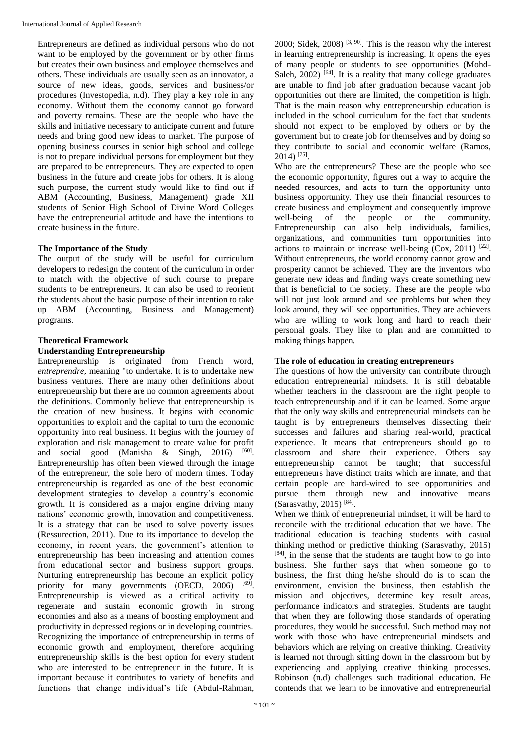Entrepreneurs are defined as individual persons who do not want to be employed by the government or by other firms but creates their own business and employee themselves and others. These individuals are usually seen as an innovator, a source of new ideas, goods, services and business/or procedures (Investopedia, n.d). They play a key role in any economy. Without them the economy cannot go forward and poverty remains. These are the people who have the skills and initiative necessary to anticipate current and future needs and bring good new ideas to market. The purpose of opening business courses in senior high school and college is not to prepare individual persons for employment but they are prepared to be entrepreneurs. They are expected to open business in the future and create jobs for others. It is along such purpose, the current study would like to find out if ABM (Accounting, Business, Management) grade XII students of Senior High School of Divine Word Colleges have the entrepreneurial attitude and have the intentions to create business in the future.

### The Importance of the Study

The output of the study will be useful for curriculum developers to redesign the content of the curriculum in order to match with the objective of such course to prepare students to be entrepreneurs. It can also be used to reorient the students about the basic purpose of their intention to take up ABM (Accounting, Business and Management) programs.

### Theoretical Framework

#### Understanding Entrepreneurship

Entrepreneurship is originated from French word, *entreprendre*, meaning "to undertake. It is to undertake new business ventures. There are many other definitions about entrepreneurship but there are no common agreements about the definitions. Commonly believe that entrepreneurship is the creation of new business. It begins with economic opportunities to exploit and the capital to turn the economic opportunity into real business. It begins with the journey of exploration and risk management to create value for profit and social good (Manisha & Singh, 2016) [60]. Entrepreneurship has often been viewed through the image of the entrepreneur, the sole hero of modern times. Today entrepreneurship is regarded as one of the best economic development strategies to develop a country's economic growth. It is considered as a major engine driving many nations' economic growth, innovation and competitiveness. It is a strategy that can be used to solve poverty issues (Ressurection, 2011). Due to its importance to develop the economy, in recent years, the government's attention to entrepreneurship has been increasing and attention comes from educational sector and business support groups. Nurturing entrepreneurship has become an explicit policy priority for many governments (OECD, 2006) [69]. Entrepreneurship is viewed as a critical activity to regenerate and sustain economic growth in strong economies and also as a means of boosting employment and productivity in depressed regions or in developing countries. Recognizing the importance of entrepreneurship in terms of economic growth and employment, therefore acquiring entrepreneurship skills is the best option for every student who are interested to be entrepreneur in the future. It is important because it contributes to variety of benefits and functions that change individual's life (Abdul-Rahman, 2000; Sidek, 2008) [3, 90]. This is the reason why the interest in learning entrepreneurship is increasing. It opens the eyes of many people or students to see opportunities (Mohd-Saleh, 2002) [64]. It is a reality that many college graduates are unable to find job after graduation because vacant job opportunities out there are limited, the competition is high. That is the main reason why entrepreneurship education is included in the school curriculum for the fact that students should not expect to be employed by others or by the government but to create job for themselves and by doing so they contribute to social and economic welfare (Ramos, 2014) [75].

Who are the entrepreneurs? These are the people who see the economic opportunity, figures out a way to acquire the needed resources, and acts to turn the opportunity unto business opportunity. They use their financial resources to create business and employment and consequently improve well-being of the people or the community. Entrepreneurship can also help individuals, families, organizations, and communities turn opportunities into actions to maintain or increase well-being (Cox, 2011) [22]. Without entrepreneurs, the world economy cannot grow and prosperity cannot be achieved. They are the inventors who generate new ideas and finding ways create something new that is beneficial to the society. These are the people who will not just look around and see problems but when they look around, they will see opportunities. They are achievers who are willing to work long and hard to reach their personal goals. They like to plan and are committed to making things happen.

#### The role of education in creating entrepreneurs

The questions of how the university can contribute through education entrepreneurial mindsets. It is still debatable whether teachers in the classroom are the right people to teach entrepreneurship and if it can be learned. Some argue that the only way skills and entrepreneurial mindsets can be taught is by entrepreneurs themselves dissecting their successes and failures and sharing real-world, practical experience. It means that entrepreneurs should go to classroom and share their experience. Others say entrepreneurship cannot be taught; that successful entrepreneurs have distinct traits which are innate, and that certain people are hard-wired to see opportunities and pursue them through new and innovative means (Sarasvathy, 2015) [84].

When we think of entrepreneurial mindset, it will be hard to reconcile with the traditional education that we have. The traditional education is teaching students with casual thinking method or predictive thinking (Sarasvathy, 2015) [84], in the sense that the students are taught how to go into business. She further says that when someone go to business, the first thing he/she should do is to scan the environment, envision the business, then establish the mission and objectives, determine key result areas, performance indicators and strategies. Students are taught that when they are following those standards of operating procedures, they would be successful. Such method may not work with those who have entrepreneurial mindsets and behaviors which are relying on creative thinking. Creativity is learned not through sitting down in the classroom but by experiencing and applying creative thinking processes. Robinson (n.d) challenges such traditional education. He contends that we learn to be innovative and entrepreneurial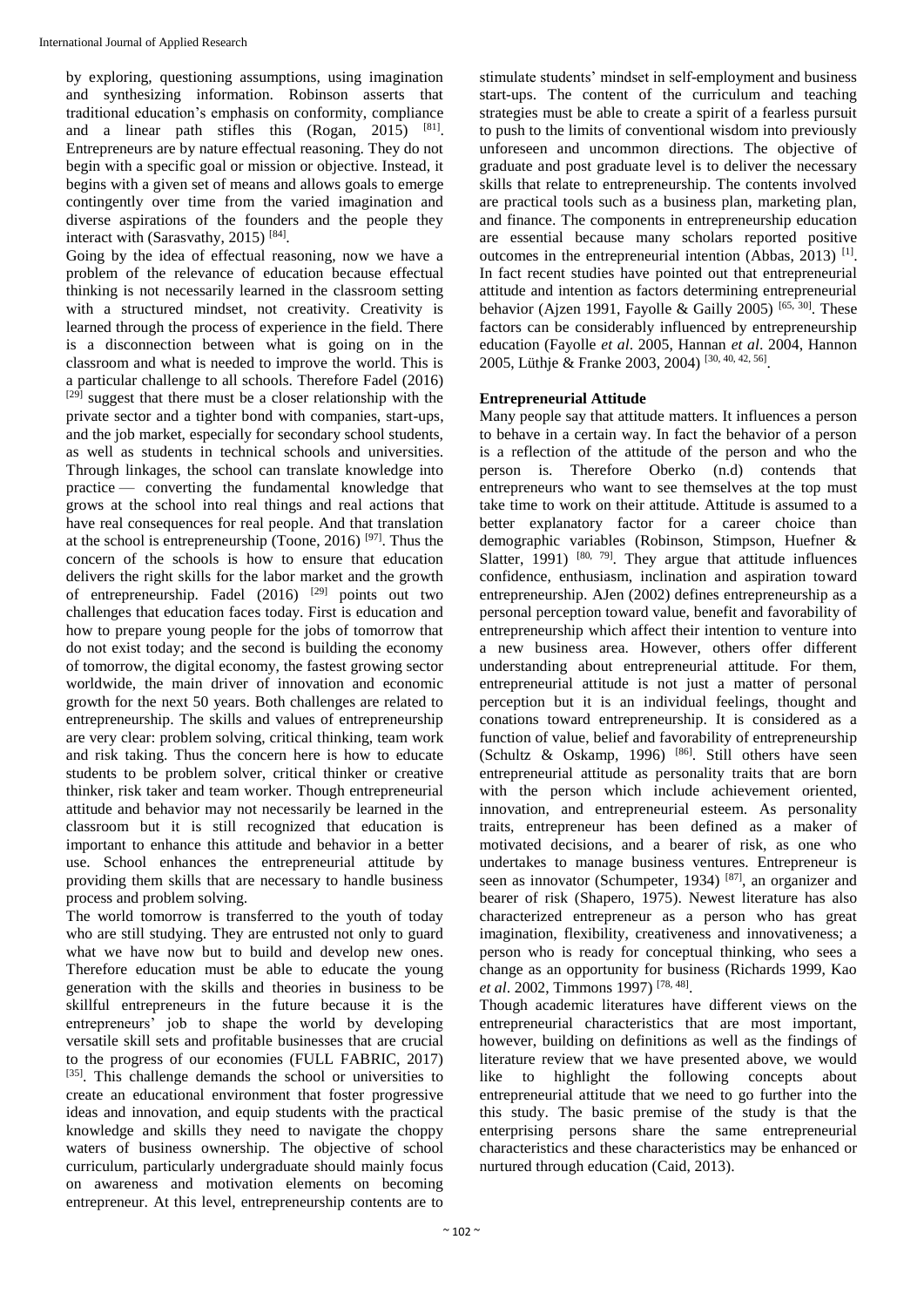by exploring, questioning assumptions, using imagination and synthesizing information. Robinson asserts that traditional education's emphasis on conformity, compliance and a linear path stifles this (Rogan, 2015) [81]. Entrepreneurs are by nature effectual reasoning. They do not begin with a specific goal or mission or objective. Instead, it begins with a given set of means and allows goals to emerge contingently over time from the varied imagination and diverse aspirations of the founders and the people they interact with (Sarasvathy, 2015) [84].

Going by the idea of effectual reasoning, now we have a problem of the relevance of education because effectual thinking is not necessarily learned in the classroom setting with a structured mindset, not creativity. Creativity is learned through the process of experience in the field. There is a disconnection between what is going on in the classroom and what is needed to improve the world. This is a particular challenge to all schools. Therefore Fadel (2016) [29] suggest that there must be a closer relationship with the private sector and a tighter bond with companies, start-ups, and the job market, especially for secondary school students, as well as students in technical schools and universities. Through linkages, the school can translate knowledge into practice — converting the fundamental knowledge that grows at the school into real things and real actions that have real consequences for real people. And that translation at the school is entrepreneurship (Toone, 2016) [97]. Thus the concern of the schools is how to ensure that education delivers the right skills for the labor market and the growth of entrepreneurship. Fadel (2016) [29] points out two challenges that education faces today. First is education and how to prepare young people for the jobs of tomorrow that do not exist today; and the second is building the economy of tomorrow, the digital economy, the fastest growing sector worldwide, the main driver of innovation and economic growth for the next 50 years. Both challenges are related to entrepreneurship. The skills and values of entrepreneurship are very clear: problem solving, critical thinking, team work and risk taking. Thus the concern here is how to educate students to be problem solver, critical thinker or creative thinker, risk taker and team worker. Though entrepreneurial attitude and behavior may not necessarily be learned in the classroom but it is still recognized that education is important to enhance this attitude and behavior in a better use. School enhances the entrepreneurial attitude by providing them skills that are necessary to handle business process and problem solving.

The world tomorrow is transferred to the youth of today who are still studying. They are entrusted not only to guard what we have now but to build and develop new ones. Therefore education must be able to educate the young generation with the skills and theories in business to be skillful entrepreneurs in the future because it is the entrepreneurs' job to shape the world by developing versatile skill sets and profitable businesses that are crucial to the progress of our economies (FULL FABRIC, 2017) [35]. This challenge demands the school or universities to create an educational environment that foster progressive ideas and innovation, and equip students with the practical knowledge and skills they need to navigate the choppy waters of business ownership. The objective of school curriculum, particularly undergraduate should mainly focus on awareness and motivation elements on becoming entrepreneur. At this level, entrepreneurship contents are to stimulate students' mindset in self-employment and business start-ups. The content of the curriculum and teaching strategies must be able to create a spirit of a fearless pursuit to push to the limits of conventional wisdom into previously unforeseen and uncommon directions. The objective of graduate and post graduate level is to deliver the necessary skills that relate to entrepreneurship. The contents involved are practical tools such as a business plan, marketing plan, and finance. The components in entrepreneurship education are essential because many scholars reported positive outcomes in the entrepreneurial intention (Abbas, 2013) [1]. In fact recent studies have pointed out that entrepreneurial attitude and intention as factors determining entrepreneurial behavior (Ajzen 1991, Fayolle & Gailly 2005) [65, 30]. These factors can be considerably influenced by entrepreneurship education (Fayolle *et al*. 2005, Hannan *et al*. 2004, Hannon 2005, Lüthje & Franke 2003, 2004) [30, 40, 42, 56].

## Entrepreneurial Attitude

Many people say that attitude matters. It influences a person to behave in a certain way. In fact the behavior of a person is a reflection of the attitude of the person and who the person is. Therefore Oberko (n.d) contends that entrepreneurs who want to see themselves at the top must take time to work on their attitude. Attitude is assumed to a better explanatory factor for a career choice than demographic variables (Robinson, Stimpson, Huefner & Slatter, 1991) [80, 79]. They argue that attitude influences confidence, enthusiasm, inclination and aspiration toward entrepreneurship. AJen (2002) defines entrepreneurship as a personal perception toward value, benefit and favorability of entrepreneurship which affect their intention to venture into a new business area. However, others offer different understanding about entrepreneurial attitude. For them, entrepreneurial attitude is not just a matter of personal perception but it is an individual feelings, thought and conations toward entrepreneurship. It is considered as a function of value, belief and favorability of entrepreneurship (Schultz & Oskamp, 1996) [86]. Still others have seen entrepreneurial attitude as personality traits that are born with the person which include achievement oriented, innovation, and entrepreneurial esteem. As personality traits, entrepreneur has been defined as a maker of motivated decisions, and a bearer of risk, as one who undertakes to manage business ventures. Entrepreneur is seen as innovator (Schumpeter, 1934) [87], an organizer and bearer of risk (Shapero, 1975). Newest literature has also characterized entrepreneur as a person who has great imagination, flexibility, creativeness and innovativeness; a person who is ready for conceptual thinking, who sees a change as an opportunity for business (Richards 1999, Kao *et al*. 2002, Timmons 1997) [78, 48].

Though academic literatures have different views on the entrepreneurial characteristics that are most important, however, building on definitions as well as the findings of literature review that we have presented above, we would like to highlight the following concepts about entrepreneurial attitude that we need to go further into the this study. The basic premise of the study is that the enterprising persons share the same entrepreneurial characteristics and these characteristics may be enhanced or nurtured through education (Caid, 2013).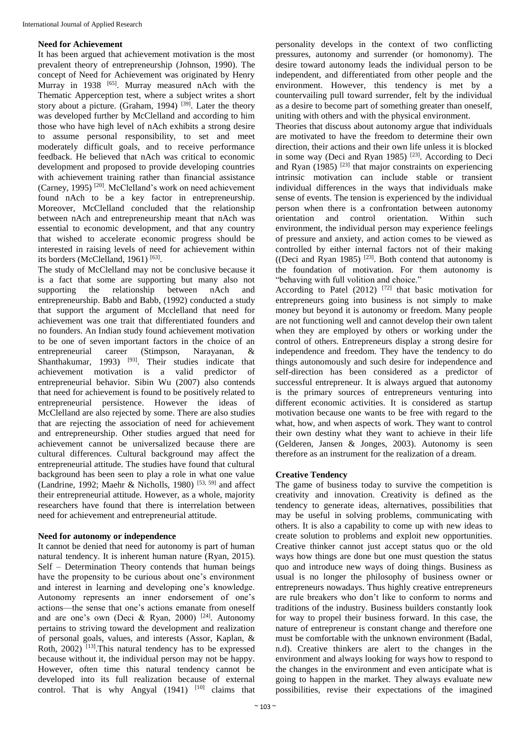### Need for Achievement

It has been argued that achievement motivation is the most prevalent theory of entrepreneurship (Johnson, 1990). The concept of Need for Achievement was originated by Henry Murray in 1938 [65]. Murray measured nAch with the Thematic Apperception test, where a subject writes a short story about a picture. (Graham, 1994) [39]. Later the theory was developed further by McClelland and according to him those who have high level of nAch exhibits a strong desire to assume personal responsibility, to set and meet moderately difficult goals, and to receive performance feedback. He believed that nAch was critical to economic development and proposed to provide developing countries with achievement training rather than financial assistance (Carney, 1995) [20]. McClelland's work on need achievement found nAch to be a key factor in entrepreneurship. Moreover, McClelland concluded that the relationship between nAch and entrepreneurship meant that nAch was essential to economic development, and that any country that wished to accelerate economic progress should be interested in raising levels of need for achievement within its borders (McClelland, 1961) [63].

The study of McClelland may not be conclusive because it is a fact that some are supporting but many also not supporting the relationship between nAch and entrepreneurship. Babb and Babb, (1992) conducted a study that support the argument of Mcclelland that need for achievement was one trait that differentiated founders and no founders. An Indian study found achievement motivation to be one of seven important factors in the choice of an entrepreneurial career (Stimpson, Narayanan, & Shanthakumar, 1993) [93]. Their studies indicate that achievement motivation is a valid predictor of entrepreneurial behavior. Sibin Wu (2007) also contends that need for achievement is found to be positively related to entrepreneurial persistence. However the ideas of McClelland are also rejected by some. There are also studies that are rejecting the association of need for achievement and entrepreneurship. Other studies argued that need for achievement cannot be universalized because there are cultural differences. Cultural background may affect the entrepreneurial attitude. The studies have found that cultural background has been seen to play a role in what one value (Landrine, 1992; Maehr & Nicholls, 1980) [53, 59] and affect their entrepreneurial attitude. However, as a whole, majority researchers have found that there is interrelation between need for achievement and entrepreneurial attitude.

### Need for autonomy or independence

It cannot be denied that need for autonomy is part of human natural tendency. It is inherent human nature (Ryan, 2015). Self – Determination Theory contends that human beings have the propensity to be curious about one's environment and interest in learning and developing one's knowledge. Autonomy represents an inner endorsement of one's actions—the sense that one's actions emanate from oneself and are one's own (Deci & Ryan, 2000) [24]. Autonomy pertains to striving toward the development and realization of personal goals, values, and interests (Assor, Kaplan, & Roth, 2002) [13].This natural tendency has to be expressed because without it, the individual person may not be happy. However, often time this natural tendency cannot be developed into its full realization because of external control. That is why Angyal (1941) [10] claims that personality develops in the context of two conflicting pressures, autonomy and surrender (or homonomy). The desire toward autonomy leads the individual person to be independent, and differentiated from other people and the environment. However, this tendency is met by a countervailing pull toward surrender, felt by the individual as a desire to become part of something greater than oneself, uniting with others and with the physical environment.

Theories that discuss about autonomy argue that individuals are motivated to have the freedom to determine their own direction, their actions and their own life unless it is blocked in some way (Deci and Ryan 1985) [23]. According to Deci and Ryan (1985) [23] that major constraints on experiencing intrinsic motivation can include stable or transient individual differences in the ways that individuals make sense of events. The tension is experienced by the individual person when there is a confrontation between autonomy orientation and control orientation. Within such environment, the individual person may experience feelings of pressure and anxiety, and action comes to be viewed as controlled by either internal factors not of their making ((Deci and Ryan 1985) [23]. Both contend that autonomy is the foundation of motivation. For them autonomy is "behaving with full volition and choice."

According to Patel (2012) [72] that basic motivation for entrepreneurs going into business is not simply to make money but beyond it is autonomy or freedom. Many people are not functioning well and cannot develop their own talent when they are employed by others or working under the control of others. Entrepreneurs display a strong desire for independence and freedom. They have the tendency to do things autonomously and such desire for independence and self-direction has been considered as a predictor of successful entrepreneur. It is always argued that autonomy is the primary sources of entrepreneurs venturing into different economic activities. It is considered as startup motivation because one wants to be free with regard to the what, how, and when aspects of work. They want to control their own destiny what they want to achieve in their life (Gelderen, Jansen & Jonges, 2003). Autonomy is seen therefore as an instrument for the realization of a dream.

### Creative Tendency

The game of business today to survive the competition is creativity and innovation. Creativity is defined as the tendency to generate ideas, alternatives, possibilities that may be useful in solving problems, communicating with others. It is also a capability to come up with new ideas to create solution to problems and exploit new opportunities. Creative thinker cannot just accept status quo or the old ways how things are done but one must question the status quo and introduce new ways of doing things. Business as usual is no longer the philosophy of business owner or entrepreneurs nowadays. Thus highly creative entrepreneurs are rule breakers who don't like to conform to norms and traditions of the industry. Business builders constantly look for way to propel their business forward. In this case, the nature of entrepreneur is constant change and therefore one must be comfortable with the unknown environment (Badal, n.d). Creative thinkers are alert to the changes in the environment and always looking for ways how to respond to the changes in the environment and even anticipate what is going to happen in the market. They always evaluate new possibilities, revise their expectations of the imagined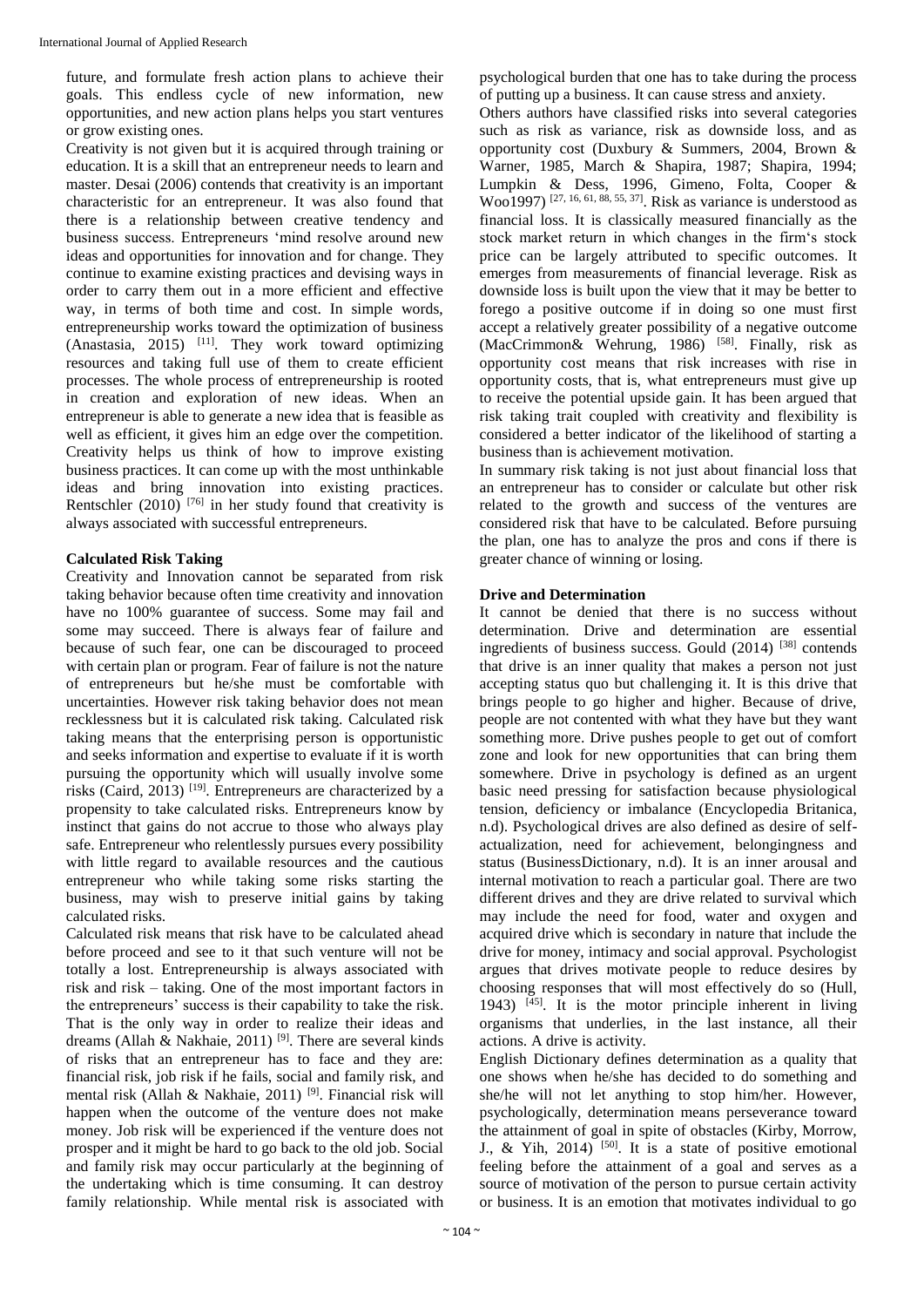future, and formulate fresh action plans to achieve their goals. This endless cycle of new information, new opportunities, and new action plans helps you start ventures or grow existing ones.

Creativity is not given but it is acquired through training or education. It is a skill that an entrepreneur needs to learn and master. Desai (2006) contends that creativity is an important characteristic for an entrepreneur. It was also found that there is a relationship between creative tendency and business success. Entrepreneurs 'mind resolve around new ideas and opportunities for innovation and for change. They continue to examine existing practices and devising ways in order to carry them out in a more efficient and effective way, in terms of both time and cost. In simple words, entrepreneurship works toward the optimization of business (Anastasia, 2015) [11]. They work toward optimizing resources and taking full use of them to create efficient processes. The whole process of entrepreneurship is rooted in creation and exploration of new ideas. When an entrepreneur is able to generate a new idea that is feasible as well as efficient, it gives him an edge over the competition. Creativity helps us think of how to improve existing business practices. It can come up with the most unthinkable ideas and bring innovation into existing practices. Rentschler (2010) [76] in her study found that creativity is always associated with successful entrepreneurs.

### Calculated Risk Taking

Creativity and Innovation cannot be separated from risk taking behavior because often time creativity and innovation have no 100% guarantee of success. Some may fail and some may succeed. There is always fear of failure and because of such fear, one can be discouraged to proceed with certain plan or program. Fear of failure is not the nature of entrepreneurs but he/she must be comfortable with uncertainties. However risk taking behavior does not mean recklessness but it is calculated risk taking. Calculated risk taking means that the enterprising person is opportunistic and seeks information and expertise to evaluate if it is worth pursuing the opportunity which will usually involve some risks (Caird, 2013) [19]. Entrepreneurs are characterized by a propensity to take calculated risks. Entrepreneurs know by instinct that gains do not accrue to those who always play safe. Entrepreneur who relentlessly pursues every possibility with little regard to available resources and the cautious entrepreneur who while taking some risks starting the business, may wish to preserve initial gains by taking calculated risks.

Calculated risk means that risk have to be calculated ahead before proceed and see to it that such venture will not be totally a lost. Entrepreneurship is always associated with risk and risk – taking. One of the most important factors in the entrepreneurs' success is their capability to take the risk. That is the only way in order to realize their ideas and dreams (Allah & Nakhaie, 2011) [9]. There are several kinds of risks that an entrepreneur has to face and they are: financial risk, job risk if he fails, social and family risk, and mental risk (Allah & Nakhaie, 2011) [9]. Financial risk will happen when the outcome of the venture does not make money. Job risk will be experienced if the venture does not prosper and it might be hard to go back to the old job. Social and family risk may occur particularly at the beginning of the undertaking which is time consuming. It can destroy family relationship. While mental risk is associated with psychological burden that one has to take during the process of putting up a business. It can cause stress and anxiety.

Others authors have classified risks into several categories such as risk as variance, risk as downside loss, and as opportunity cost (Duxbury & Summers, 2004, Brown & Warner, 1985, March & Shapira, 1987; Shapira, 1994; Lumpkin & Dess, 1996, Gimeno, Folta, Cooper & Woo1997) [27, 16, 61, 88, 55, 37]. Risk as variance is understood as financial loss. It is classically measured financially as the stock market return in which changes in the firm's stock price can be largely attributed to specific outcomes. It emerges from measurements of financial leverage. Risk as downside loss is built upon the view that it may be better to forego a positive outcome if in doing so one must first accept a relatively greater possibility of a negative outcome (MacCrimmon& Wehrung, 1986) [58]. Finally, risk as opportunity cost means that risk increases with rise in opportunity costs, that is, what entrepreneurs must give up to receive the potential upside gain. It has been argued that risk taking trait coupled with creativity and flexibility is considered a better indicator of the likelihood of starting a business than is achievement motivation.

In summary risk taking is not just about financial loss that an entrepreneur has to consider or calculate but other risk related to the growth and success of the ventures are considered risk that have to be calculated. Before pursuing the plan, one has to analyze the pros and cons if there is greater chance of winning or losing.

### Drive and Determination

It cannot be denied that there is no success without determination. Drive and determination are essential ingredients of business success. Gould (2014) [38] contends that drive is an inner quality that makes a person not just accepting status quo but challenging it. It is this drive that brings people to go higher and higher. Because of drive, people are not contented with what they have but they want something more. Drive pushes people to get out of comfort zone and look for new opportunities that can bring them somewhere. Drive in psychology is defined as an urgent basic need pressing for satisfaction because physiological tension, deficiency or imbalance (Encyclopedia Britanica, n.d). Psychological drives are also defined as desire of self-actualization, need for achievement, belongingness and status (BusinessDictionary, n.d). It is an inner arousal and internal motivation to reach a particular goal. There are two different drives and they are drive related to survival which may include the need for food, water and oxygen and acquired drive which is secondary in nature that include the drive for money, intimacy and social approval. Psychologist argues that drives motivate people to reduce desires by choosing responses that will most effectively do so (Hull, 1943) [45]. It is the motor principle inherent in living organisms that underlies, in the last instance, all their actions. A drive is activity.

English Dictionary defines determination as a quality that one shows when he/she has decided to do something and she/he will not let anything to stop him/her. However, psychologically, determination means perseverance toward the attainment of goal in spite of obstacles (Kirby, Morrow, J., & Yih, 2014) [50]. It is a state of positive emotional feeling before the attainment of a goal and serves as a source of motivation of the person to pursue certain activity or business. It is an emotion that motivates individual to go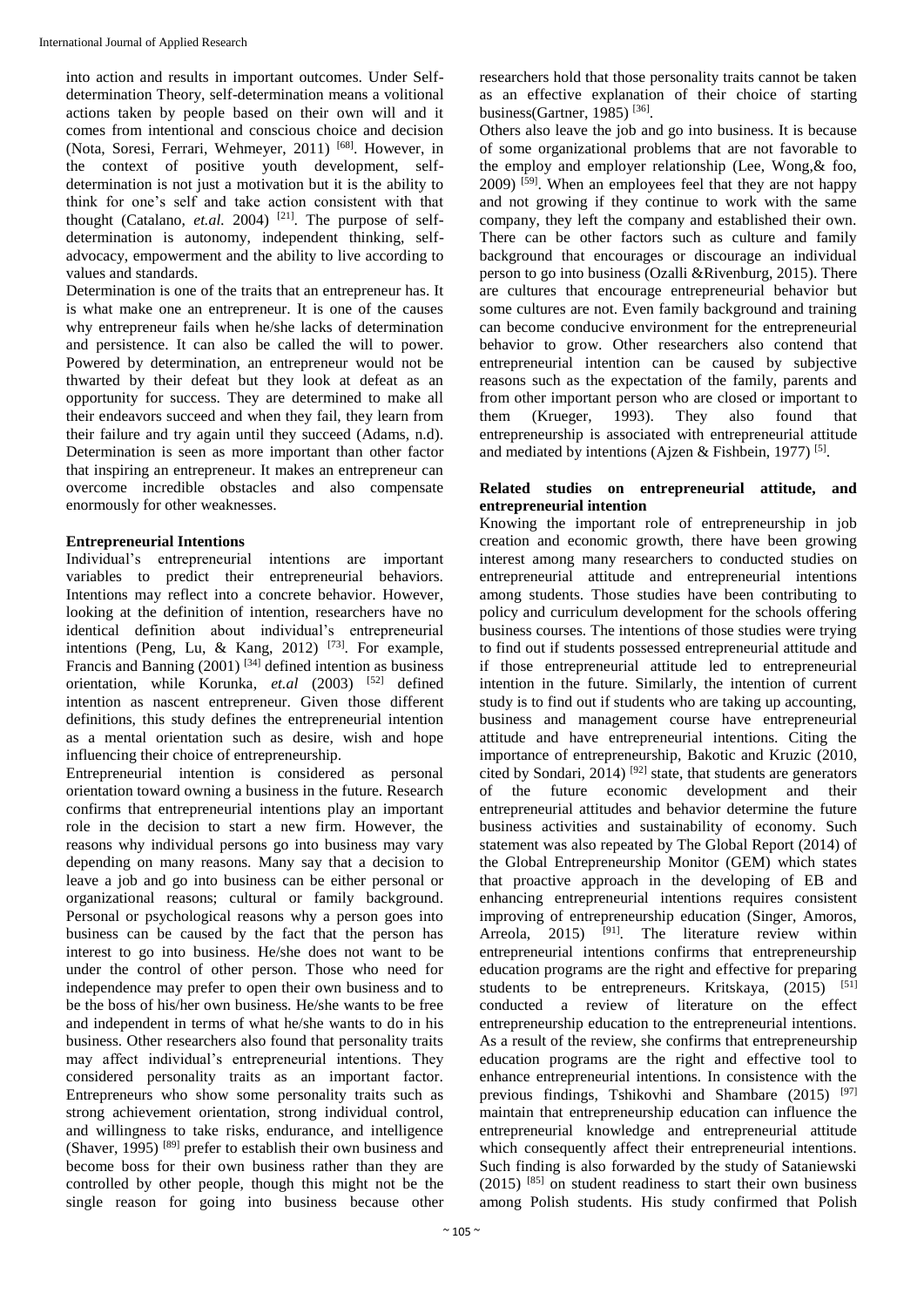into action and results in important outcomes. Under Self-determination Theory, self-determination means a volitional actions taken by people based on their own will and it comes from intentional and conscious choice and decision (Nota, Soresi, Ferrari, Wehmeyer, 2011) [68]. However, in the context of positive youth development, self-determination is not just a motivation but it is the ability to think for one's self and take action consistent with that thought (Catalano, *et.al.* 2004) [21]. The purpose of self-determination is autonomy, independent thinking, self-advocacy, empowerment and the ability to live according to values and standards.

Determination is one of the traits that an entrepreneur has. It is what make one an entrepreneur. It is one of the causes why entrepreneur fails when he/she lacks of determination and persistence. It can also be called the will to power. Powered by determination, an entrepreneur would not be thwarted by their defeat but they look at defeat as an opportunity for success. They are determined to make all their endeavors succeed and when they fail, they learn from their failure and try again until they succeed (Adams, n.d). Determination is seen as more important than other factor that inspiring an entrepreneur. It makes an entrepreneur can overcome incredible obstacles and also compensate enormously for other weaknesses.

## Entrepreneurial Intentions

Individual's entrepreneurial intentions are important variables to predict their entrepreneurial behaviors. Intentions may reflect into a concrete behavior. However, looking at the definition of intention, researchers have no identical definition about individual's entrepreneurial intentions (Peng, Lu, & Kang, 2012) [73]. For example, Francis and Banning (2001) [34] defined intention as business orientation, while Korunka, *et.al* (2003) [52] defined intention as nascent entrepreneur. Given those different definitions, this study defines the entrepreneurial intention as a mental orientation such as desire, wish and hope influencing their choice of entrepreneurship.

Entrepreneurial intention is considered as personal orientation toward owning a business in the future. Research confirms that entrepreneurial intentions play an important role in the decision to start a new firm. However, the reasons why individual persons go into business may vary depending on many reasons. Many say that a decision to leave a job and go into business can be either personal or organizational reasons; cultural or family background. Personal or psychological reasons why a person goes into business can be caused by the fact that the person has interest to go into business. He/she does not want to be under the control of other person. Those who need for independence may prefer to open their own business and to be the boss of his/her own business. He/she wants to be free and independent in terms of what he/she wants to do in his business. Other researchers also found that personality traits may affect individual's entrepreneurial intentions. They considered personality traits as an important factor. Entrepreneurs who show some personality traits such as strong achievement orientation, strong individual control, and willingness to take risks, endurance, and intelligence (Shaver, 1995) [89] prefer to establish their own business and become boss for their own business rather than they are controlled by other people, though this might not be the single reason for going into business because other researchers hold that those personality traits cannot be taken as an effective explanation of their choice of starting business(Gartner, 1985) [36].

Others also leave the job and go into business. It is because of some organizational problems that are not favorable to the employ and employer relationship (Lee, Wong,& foo, 2009) [59]. When an employees feel that they are not happy and not growing if they continue to work with the same company, they left the company and established their own. There can be other factors such as culture and family background that encourages or discourage an individual person to go into business (Ozalli &Rivenburg, 2015). There are cultures that encourage entrepreneurial behavior but some cultures are not. Even family background and training can become conducive environment for the entrepreneurial behavior to grow. Other researchers also contend that entrepreneurial intention can be caused by subjective reasons such as the expectation of the family, parents and from other important person who are closed or important to them (Krueger, 1993). They also found that entrepreneurship is associated with entrepreneurial attitude and mediated by intentions (Ajzen & Fishbein, 1977) [5].

## Related studies on entrepreneurial attitude, and entrepreneurial intention

Knowing the important role of entrepreneurship in job creation and economic growth, there have been growing interest among many researchers to conducted studies on entrepreneurial attitude and entrepreneurial intentions among students. Those studies have been contributing to policy and curriculum development for the schools offering business courses. The intentions of those studies were trying to find out if students possessed entrepreneurial attitude and if those entrepreneurial attitude led to entrepreneurial intention in the future. Similarly, the intention of current study is to find out if students who are taking up accounting, business and management course have entrepreneurial attitude and have entrepreneurial intentions. Citing the importance of entrepreneurship, Bakotic and Kruzic (2010, cited by Sondari, 2014) [92] state, that students are generators of the future economic development and their entrepreneurial attitudes and behavior determine the future business activities and sustainability of economy. Such statement was also repeated by The Global Report (2014) of the Global Entrepreneurship Monitor (GEM) which states that proactive approach in the developing of EB and enhancing entrepreneurial intentions requires consistent improving of entrepreneurship education (Singer, Amoros, Arreola, 2015) [91]. The literature review within entrepreneurial intentions confirms that entrepreneurship education programs are the right and effective for preparing students to be entrepreneurs. Kritskaya, (2015) [51] conducted a review of literature on the effect entrepreneurship education to the entrepreneurial intentions. As a result of the review, she confirms that entrepreneurship education programs are the right and effective tool to enhance entrepreneurial intentions. In consistence with the previous findings, Tshikovhi and Shambare (2015) [97] maintain that entrepreneurship education can influence the entrepreneurial knowledge and entrepreneurial attitude which consequently affect their entrepreneurial intentions. Such finding is also forwarded by the study of Sataniewski (2015) [85] on student readiness to start their own business among Polish students. His study confirmed that Polish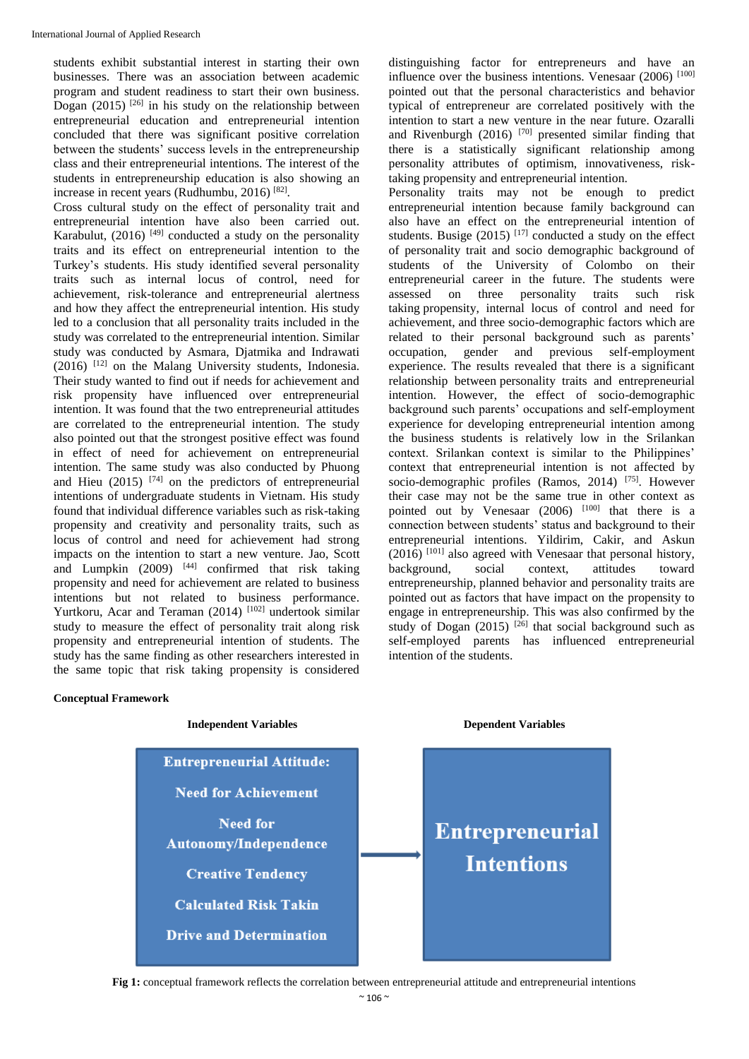students exhibit substantial interest in starting their own businesses. There was an association between academic program and student readiness to start their own business. Dogan (2015) [26] in his study on the relationship between entrepreneurial education and entrepreneurial intention concluded that there was significant positive correlation between the students' success levels in the entrepreneurship class and their entrepreneurial intentions. The interest of the students in entrepreneurship education is also showing an increase in recent years (Rudhumbu, 2016) [82].

Cross cultural study on the effect of personality trait and entrepreneurial intention have also been carried out. Karabulut, (2016) [49] conducted a study on the personality traits and its effect on entrepreneurial intention to the Turkey's students. His study identified several personality traits such as internal locus of control, need for achievement, risk-tolerance and entrepreneurial alertness and how they affect the entrepreneurial intention. His study led to a conclusion that all personality traits included in the study was correlated to the entrepreneurial intention. Similar study was conducted by Asmara, Djatmika and Indrawati (2016) [12] on the Malang University students, Indonesia. Their study wanted to find out if needs for achievement and risk propensity have influenced over entrepreneurial intention. It was found that the two entrepreneurial attitudes are correlated to the entrepreneurial intention. The study also pointed out that the strongest positive effect was found in effect of need for achievement on entrepreneurial intention. The same study was also conducted by Phuong and Hieu (2015) [74] on the predictors of entrepreneurial intentions of undergraduate students in Vietnam. His study found that individual difference variables such as risk-taking propensity and creativity and personality traits, such as locus of control and need for achievement had strong impacts on the intention to start a new venture. Jao, Scott and Lumpkin (2009) [44] confirmed that risk taking propensity and need for achievement are related to business intentions but not related to business performance. Yurtkoru, Acar and Teraman (2014) [102] undertook similar study to measure the effect of personality trait along risk propensity and entrepreneurial intention of students. The study has the same finding as other researchers interested in the same topic that risk taking propensity is considered distinguishing factor for entrepreneurs and have an influence over the business intentions. Venesaar (2006) [100] pointed out that the personal characteristics and behavior typical of entrepreneur are correlated positively with the intention to start a new venture in the near future. Ozaralli and Rivenburgh (2016) [70] presented similar finding that there is a statistically significant relationship among personality attributes of optimism, innovativeness, risk-taking propensity and entrepreneurial intention.

Personality traits may not be enough to predict entrepreneurial intention because family background can also have an effect on the entrepreneurial intention of students. Busige (2015) [17] conducted a study on the effect of personality trait and socio demographic background of students of the University of Colombo on their entrepreneurial career in the future. The students were assessed on three personality traits such risk taking propensity, internal locus of control and need for achievement, and three socio-demographic factors which are related to their personal background such as parents' occupation, gender and previous self-employment experience. The results revealed that there is a significant relationship between personality traits and entrepreneurial intention. However, the effect of socio-demographic background such parents' occupations and self-employment experience for developing entrepreneurial intention among the business students is relatively low in the Srilankan context. Srilankan context is similar to the Philippines' context that entrepreneurial intention is not affected by socio-demographic profiles (Ramos, 2014) [75]. However their case may not be the same true in other context as pointed out by Venesaar (2006) [100] that there is a connection between students' status and background to their entrepreneurial intentions. Yildirim, Cakir, and Askun (2016) [101] also agreed with Venesaar that personal history, background, social context, attitudes toward entrepreneurship, planned behavior and personality traits are pointed out as factors that have impact on the propensity to engage in entrepreneurship. This was also confirmed by the study of Dogan (2015) [26] that social background such as self-employed parents has influenced entrepreneurial intention of the students.

**Conceptual Framework**

| Independent Variables | | Dependent Variables |
|---|---|---|
| **Entrepreneurial Attitude:** Need for Achievement; Need for Autonomy/Independence; Creative Tendency; Calculated Risk Takin; Drive and Determination | → | **Entrepreneurial Intentions** |

**Fig 1:** conceptual framework reflects the correlation between entrepreneurial attitude and entrepreneurial intentions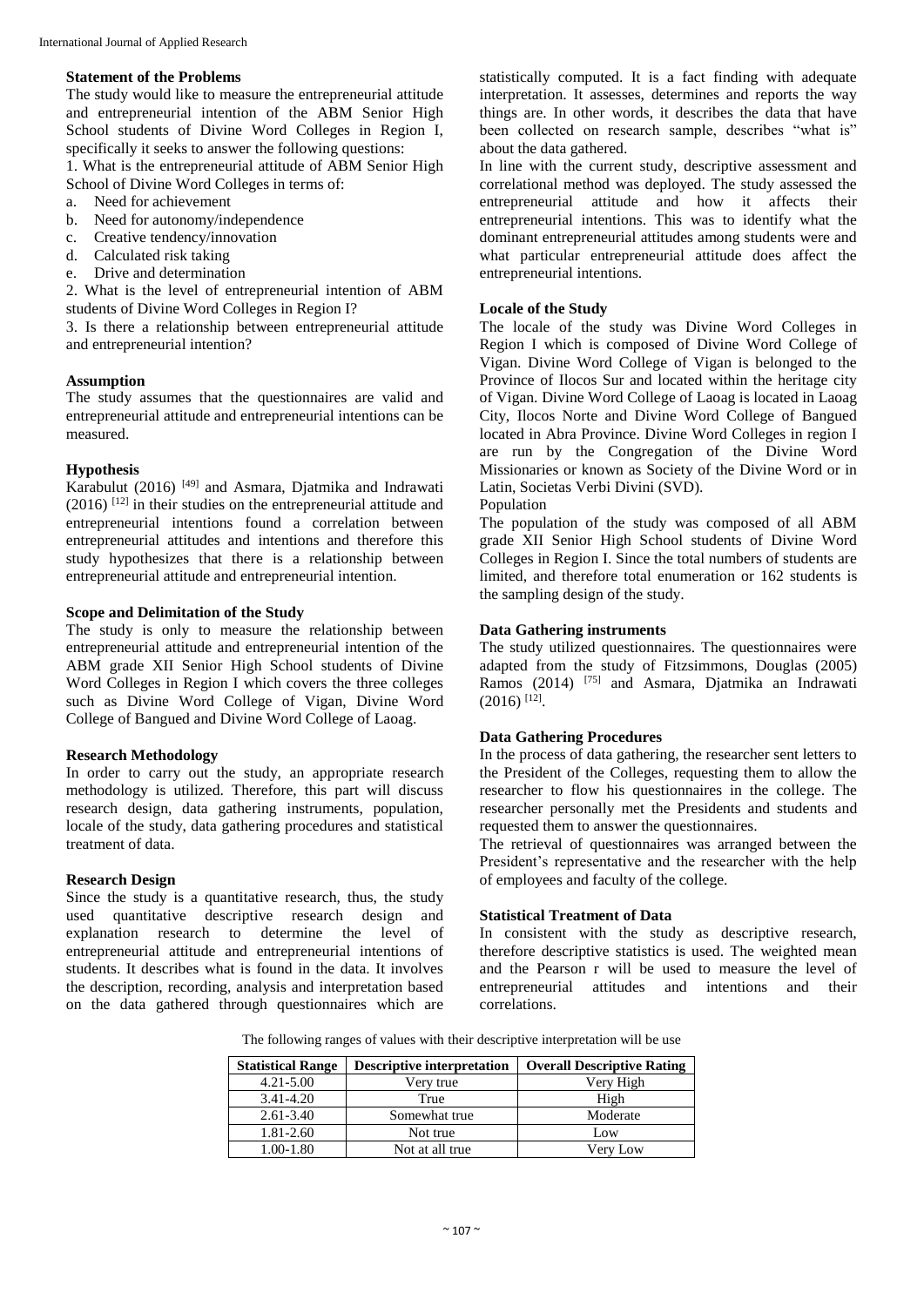### Statement of the Problems

The study would like to measure the entrepreneurial attitude and entrepreneurial intention of the ABM Senior High School students of Divine Word Colleges in Region I, specifically it seeks to answer the following questions:

1. What is the entrepreneurial attitude of ABM Senior High School of Divine Word Colleges in terms of:
   a. Need for achievement
   b. Need for autonomy/independence
   c. Creative tendency/innovation
   d. Calculated risk taking
   e. Drive and determination
2. What is the level of entrepreneurial intention of ABM students of Divine Word Colleges in Region I?
3. Is there a relationship between entrepreneurial attitude and entrepreneurial intention?

### Assumption

The study assumes that the questionnaires are valid and entrepreneurial attitude and entrepreneurial intentions can be measured.

### Hypothesis

Karabulut (2016) [49] and Asmara, Djatmika and Indrawati (2016) [12] in their studies on the entrepreneurial attitude and entrepreneurial intentions found a correlation between entrepreneurial attitudes and intentions and therefore this study hypothesizes that there is a relationship between entrepreneurial attitude and entrepreneurial intention.

### Scope and Delimitation of the Study

The study is only to measure the relationship between entrepreneurial attitude and entrepreneurial intention of the ABM grade XII Senior High School students of Divine Word Colleges in Region I which covers the three colleges such as Divine Word College of Vigan, Divine Word College of Bangued and Divine Word College of Laoag.

### Research Methodology

In order to carry out the study, an appropriate research methodology is utilized. Therefore, this part will discuss research design, data gathering instruments, population, locale of the study, data gathering procedures and statistical treatment of data.

### Research Design

Since the study is a quantitative research, thus, the study used quantitative descriptive research design and explanation research to determine the level of entrepreneurial attitude and entrepreneurial intentions of students. It describes what is found in the data. It involves the description, recording, analysis and interpretation based on the data gathered through questionnaires which are statistically computed. It is a fact finding with adequate interpretation. It assesses, determines and reports the way things are. In other words, it describes the data that have been collected on research sample, describes "what is" about the data gathered.

In line with the current study, descriptive assessment and correlational method was deployed. The study assessed the entrepreneurial attitude and how it affects their entrepreneurial intentions. This was to identify what the dominant entrepreneurial attitudes among students were and what particular entrepreneurial attitude does affect the entrepreneurial intentions.

### Locale of the Study

The locale of the study was Divine Word Colleges in Region I which is composed of Divine Word College of Vigan. Divine Word College of Vigan is belonged to the Province of Ilocos Sur and located within the heritage city of Vigan. Divine Word College of Laoag is located in Laoag City, Ilocos Norte and Divine Word College of Bangued located in Abra Province. Divine Word Colleges in region I are run by the Congregation of the Divine Word Missionaries or known as Society of the Divine Word or in Latin, Societas Verbi Divini (SVD).

Population

The population of the study was composed of all ABM grade XII Senior High School students of Divine Word Colleges in Region I. Since the total numbers of students are limited, and therefore total enumeration or 162 students is the sampling design of the study.

### Data Gathering instruments

The study utilized questionnaires. The questionnaires were adapted from the study of Fitzsimmons, Douglas (2005) Ramos (2014) [75] and Asmara, Djatmika an Indrawati (2016) [12].

### Data Gathering Procedures

In the process of data gathering, the researcher sent letters to the President of the Colleges, requesting them to allow the researcher to flow his questionnaires in the college. The researcher personally met the Presidents and students and requested them to answer the questionnaires.

The retrieval of questionnaires was arranged between the President's representative and the researcher with the help of employees and faculty of the college.

### Statistical Treatment of Data

In consistent with the study as descriptive research, therefore descriptive statistics is used. The weighted mean and the Pearson r will be used to measure the level of entrepreneurial attitudes and intentions and their correlations.

The following ranges of values with their descriptive interpretation will be use

| Statistical Range | Descriptive interpretation | Overall Descriptive Rating |
|---|---|---|
| 4.21-5.00 | Very true | Very High |
| 3.41-4.20 | True | High |
| 2.61-3.40 | Somewhat true | Moderate |
| 1.81-2.60 | Not true | Low |
| 1.00-1.80 | Not at all true | Very Low |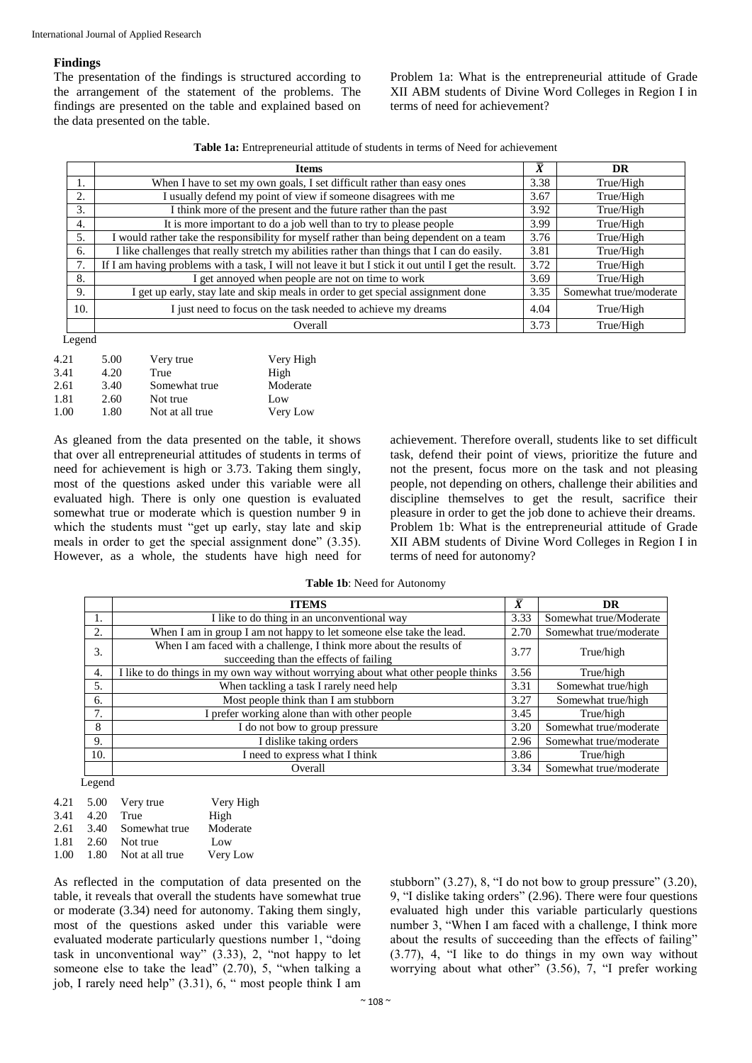### Findings

The presentation of the findings is structured according to the arrangement of the statement of the problems. The findings are presented on the table and explained based on the data presented on the table.

Problem 1a: What is the entrepreneurial attitude of Grade XII ABM students of Divine Word Colleges in Region I in terms of need for achievement?

**Table 1a:** Entrepreneurial attitude of students in terms of Need for achievement

| | Items | $\bar{X}$ | DR |
|---|---|---|---|
| 1. | When I have to set my own goals, I set difficult rather than easy ones | 3.38 | True/High |
| 2. | I usually defend my point of view if someone disagrees with me | 3.67 | True/High |
| 3. | I think more of the present and the future rather than the past | 3.92 | True/High |
| 4. | It is more important to do a job well than to try to please people | 3.99 | True/High |
| 5. | I would rather take the responsibility for myself rather than being dependent on a team | 3.76 | True/High |
| 6. | I like challenges that really stretch my abilities rather than things that I can do easily. | 3.81 | True/High |
| 7. | If I am having problems with a task, I will not leave it but I stick it out until I get the result. | 3.72 | True/High |
| 8. | I get annoyed when people are not on time to work | 3.69 | True/High |
| 9. | I get up early, stay late and skip meals in order to get special assignment done | 3.35 | Somewhat true/moderate |
| 10. | I just need to focus on the task needed to achieve my dreams | 4.04 | True/High |
| | Overall | 3.73 | True/High |

Legend

| | | | |
|---|---|---|---|
| 4.21 | 5.00 | Very true | Very High |
| 3.41 | 4.20 | True | High |
| 2.61 | 3.40 | Somewhat true | Moderate |
| 1.81 | 2.60 | Not true | Low |
| 1.00 | 1.80 | Not at all true | Very Low |

As gleaned from the data presented on the table, it shows that over all entrepreneurial attitudes of students in terms of need for achievement is high or 3.73. Taking them singly, most of the questions asked under this variable were all evaluated high. There is only one question is evaluated somewhat true or moderate which is question number 9 in which the students must "get up early, stay late and skip meals in order to get the special assignment done" (3.35). However, as a whole, the students have high need for achievement. Therefore overall, students like to set difficult task, defend their point of views, prioritize the future and not the present, focus more on the task and not pleasing people, not depending on others, challenge their abilities and discipline themselves to get the result, sacrifice their pleasure in order to get the job done to achieve their dreams.

Problem 1b: What is the entrepreneurial attitude of Grade XII ABM students of Divine Word Colleges in Region I in terms of need for autonomy?

**Table 1b**: Need for Autonomy

| | ITEMS | $\bar{X}$ | DR |
|---|---|---|---|
| 1. | I like to do thing in an unconventional way | 3.33 | Somewhat true/Moderate |
| 2. | When I am in group I am not happy to let someone else take the lead. | 2.70 | Somewhat true/moderate |
| 3. | When I am faced with a challenge, I think more about the results of succeeding than the effects of failing | 3.77 | True/high |
| 4. | I like to do things in my own way without worrying about what other people thinks | 3.56 | True/high |
| 5. | When tackling a task I rarely need help | 3.31 | Somewhat true/high |
| 6. | Most people think than I am stubborn | 3.27 | Somewhat true/high |
| 7. | I prefer working alone than with other people | 3.45 | True/high |
| 8 | I do not bow to group pressure | 3.20 | Somewhat true/moderate |
| 9. | I dislike taking orders | 2.96 | Somewhat true/moderate |
| 10. | I need to express what I think | 3.86 | True/high |
| | Overall | 3.34 | Somewhat true/moderate |

Legend

| | | | |
|---|---|---|---|
| 4.21 | 5.00 | Very true | Very High |
| 3.41 | 4.20 | True | High |
| 2.61 | 3.40 | Somewhat true | Moderate |
| 1.81 | 2.60 | Not true | Low |
| 1.00 | 1.80 | Not at all true | Very Low |

As reflected in the computation of data presented on the table, it reveals that overall the students have somewhat true or moderate (3.34) need for autonomy. Taking them singly, most of the questions asked under this variable were evaluated moderate particularly questions number 1, "doing task in unconventional way" (3.33), 2, "not happy to let someone else to take the lead" (2.70), 5, "when talking a job, I rarely need help" (3.31), 6, " most people think I am stubborn" (3.27), 8, "I do not bow to group pressure" (3.20), 9, "I dislike taking orders" (2.96). There were four questions evaluated high under this variable particularly questions number 3, "When I am faced with a challenge, I think more about the results of succeeding than the effects of failing" (3.77), 4, "I like to do things in my own way without worrying about what other" (3.56), 7, "I prefer working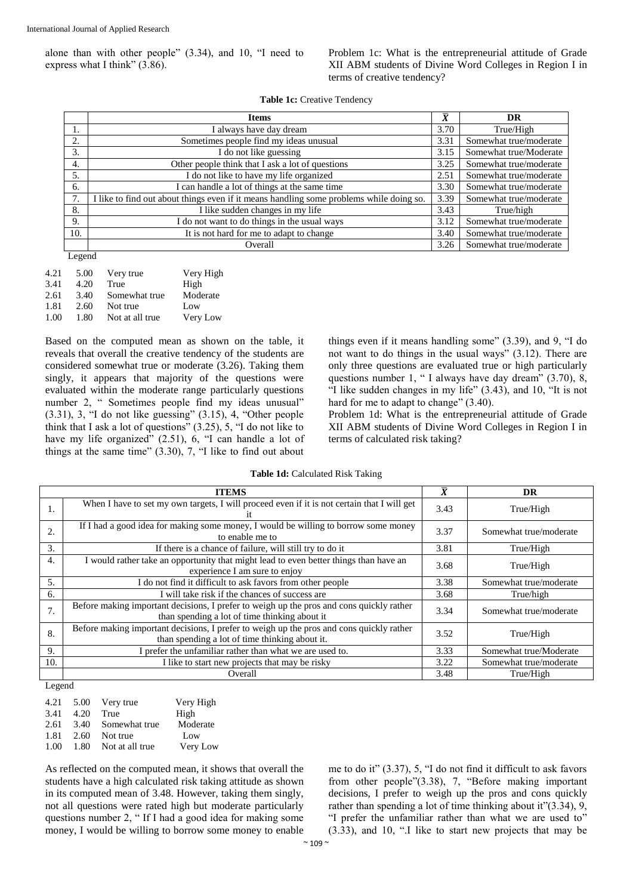alone than with other people" (3.34), and 10, "I need to express what I think" (3.86).

Problem 1c: What is the entrepreneurial attitude of Grade XII ABM students of Divine Word Colleges in Region I in terms of creative tendency?

**Table 1c:** Creative Tendency

| | Items | $\bar{X}$ | DR |
|---|---|---|---|
| 1. | I always have day dream | 3.70 | True/High |
| 2. | Sometimes people find my ideas unusual | 3.31 | Somewhat true/moderate |
| 3. | I do not like guessing | 3.15 | Somewhat true/Moderate |
| 4. | Other people think that I ask a lot of questions | 3.25 | Somewhat true/moderate |
| 5. | I do not like to have my life organized | 2.51 | Somewhat true/moderate |
| 6. | I can handle a lot of things at the same time | 3.30 | Somewhat true/moderate |
| 7. | I like to find out about things even if it means handling some problems while doing so. | 3.39 | Somewhat true/moderate |
| 8. | I like sudden changes in my life | 3.43 | True/high |
| 9. | I do not want to do things in the usual ways | 3.12 | Somewhat true/moderate |
| 10. | It is not hard for me to adapt to change | 3.40 | Somewhat true/moderate |
| | Overall | 3.26 | Somewhat true/moderate |

Legend

| | | | |
|---|---|---|---|
| 4.21 | 5.00 | Very true | Very High |
| 3.41 | 4.20 | True | High |
| 2.61 | 3.40 | Somewhat true | Moderate |
| 1.81 | 2.60 | Not true | Low |
| 1.00 | 1.80 | Not at all true | Very Low |

Based on the computed mean as shown on the table, it reveals that overall the creative tendency of the students are considered somewhat true or moderate (3.26). Taking them singly, it appears that majority of the questions were evaluated within the moderate range particularly questions number 2, " Sometimes people find my ideas unusual" (3.31), 3, "I do not like guessing" (3.15), 4, "Other people think that I ask a lot of questions" (3.25), 5, "I do not like to have my life organized" (2.51), 6, "I can handle a lot of things at the same time" (3.30), 7, "I like to find out about things even if it means handling some" (3.39), and 9, "I do not want to do things in the usual ways" (3.12). There are only three questions are evaluated true or high particularly questions number 1, " I always have day dream" (3.70), 8, "I like sudden changes in my life" (3.43), and 10, "It is not hard for me to adapt to change" (3.40).

Problem 1d: What is the entrepreneurial attitude of Grade XII ABM students of Divine Word Colleges in Region I in terms of calculated risk taking?

**Table 1d:** Calculated Risk Taking

| | ITEMS | $\bar{X}$ | DR |
|---|---|---|---|
| 1. | When I have to set my own targets, I will proceed even if it is not certain that I will get it | 3.43 | True/High |
| 2. | If I had a good idea for making some money, I would be willing to borrow some money to enable me to | 3.37 | Somewhat true/moderate |
| 3. | If there is a chance of failure, will still try to do it | 3.81 | True/High |
| 4. | I would rather take an opportunity that might lead to even better things than have an experience I am sure to enjoy | 3.68 | True/High |
| 5. | I do not find it difficult to ask favors from other people | 3.38 | Somewhat true/moderate |
| 6. | I will take risk if the chances of success are | 3.68 | True/high |
| 7. | Before making important decisions, I prefer to weigh up the pros and cons quickly rather than spending a lot of time thinking about it | 3.34 | Somewhat true/moderate |
| 8. | Before making important decisions, I prefer to weigh up the pros and cons quickly rather than spending a lot of time thinking about it. | 3.52 | True/High |
| 9. | I prefer the unfamiliar rather than what we are used to. | 3.33 | Somewhat true/Moderate |
| 10. | I like to start new projects that may be risky | 3.22 | Somewhat true/moderate |
| | Overall | 3.48 | True/High |

Legend

| | | | |
|---|---|---|---|
| 4.21 | 5.00 | Very true | Very High |
| 3.41 | 4.20 | True | High |
| 2.61 | 3.40 | Somewhat true | Moderate |
| 1.81 | 2.60 | Not true | Low |
| 1.00 | 1.80 | Not at all true | Very Low |

As reflected on the computed mean, it shows that overall the students have a high calculated risk taking attitude as shown in its computed mean of 3.48. However, taking them singly, not all questions were rated high but moderate particularly questions number 2, " If I had a good idea for making some money, I would be willing to borrow some money to enable me to do it" (3.37), 5, "I do not find it difficult to ask favors from other people"(3.38), 7, "Before making important decisions, I prefer to weigh up the pros and cons quickly rather than spending a lot of time thinking about it"(3.34), 9, "I prefer the unfamiliar rather than what we are used to" (3.33), and 10, ".I like to start new projects that may be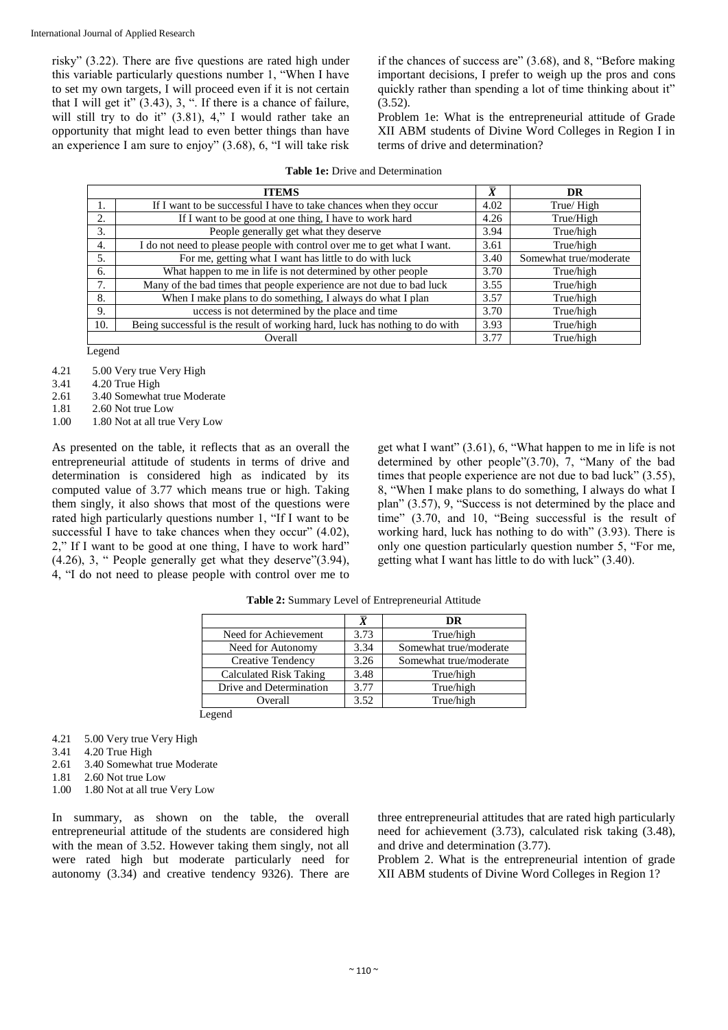risky" (3.22). There are five questions are rated high under this variable particularly questions number 1, "When I have to set my own targets, I will proceed even if it is not certain that I will get it" (3.43), 3, ". If there is a chance of failure, will still try to do it" (3.81), 4," I would rather take an opportunity that might lead to even better things than have an experience I am sure to enjoy" (3.68), 6, "I will take risk if the chances of success are" (3.68), and 8, "Before making important decisions, I prefer to weigh up the pros and cons quickly rather than spending a lot of time thinking about it" (3.52).

Problem 1e: What is the entrepreneurial attitude of Grade XII ABM students of Divine Word Colleges in Region I in terms of drive and determination?

**Table 1e:** Drive and Determination

| | ITEMS | $\bar{X}$ | DR |
|---|---|---|---|
| 1. | If I want to be successful I have to take chances when they occur | 4.02 | True/ High |
| 2. | If I want to be good at one thing, I have to work hard | 4.26 | True/High |
| 3. | People generally get what they deserve | 3.94 | True/high |
| 4. | I do not need to please people with control over me to get what I want. | 3.61 | True/high |
| 5. | For me, getting what I want has little to do with luck | 3.40 | Somewhat true/moderate |
| 6. | What happen to me in life is not determined by other people | 3.70 | True/high |
| 7. | Many of the bad times that people experience are not due to bad luck | 3.55 | True/high |
| 8. | When I make plans to do something, I always do what I plan | 3.57 | True/high |
| 9. | uccess is not determined by the place and time | 3.70 | True/high |
| 10. | Being successful is the result of working hard, luck has nothing to do with | 3.93 | True/high |
| | Overall | 3.77 | True/high |

Legend

4.21 5.00 Very true Very High
3.41 4.20 True High
2.61 3.40 Somewhat true Moderate
1.81 2.60 Not true Low
1.00 1.80 Not at all true Very Low

As presented on the table, it reflects that as an overall the entrepreneurial attitude of students in terms of drive and determination is considered high as indicated by its computed value of 3.77 which means true or high. Taking them singly, it also shows that most of the questions were rated high particularly questions number 1, "If I want to be successful I have to take chances when they occur" (4.02), 2," If I want to be good at one thing, I have to work hard" (4.26), 3, " People generally get what they deserve"(3.94), 4, "I do not need to please people with control over me to get what I want" (3.61), 6, "What happen to me in life is not determined by other people"(3.70), 7, "Many of the bad times that people experience are not due to bad luck" (3.55), 8, "When I make plans to do something, I always do what I plan" (3.57), 9, "Success is not determined by the place and time" (3.70, and 10, "Being successful is the result of working hard, luck has nothing to do with" (3.93). There is only one question particularly question number 5, "For me, getting what I want has little to do with luck" (3.40).

**Table 2:** Summary Level of Entrepreneurial Attitude

| | $\bar{X}$ | DR |
|---|---|---|
| Need for Achievement | 3.73 | True/high |
| Need for Autonomy | 3.34 | Somewhat true/moderate |
| Creative Tendency | 3.26 | Somewhat true/moderate |
| Calculated Risk Taking | 3.48 | True/high |
| Drive and Determination | 3.77 | True/high |
| Overall | 3.52 | True/high |

Legend

4.21 5.00 Very true Very High
3.41 4.20 True High
2.61 3.40 Somewhat true Moderate
1.81 2.60 Not true Low
1.00 1.80 Not at all true Very Low

In summary, as shown on the table, the overall entrepreneurial attitude of the students are considered high with the mean of 3.52. However taking them singly, not all were rated high but moderate particularly need for autonomy (3.34) and creative tendency 9326). There are three entrepreneurial attitudes that are rated high particularly need for achievement (3.73), calculated risk taking (3.48), and drive and determination (3.77).

Problem 2. What is the entrepreneurial intention of grade XII ABM students of Divine Word Colleges in Region 1?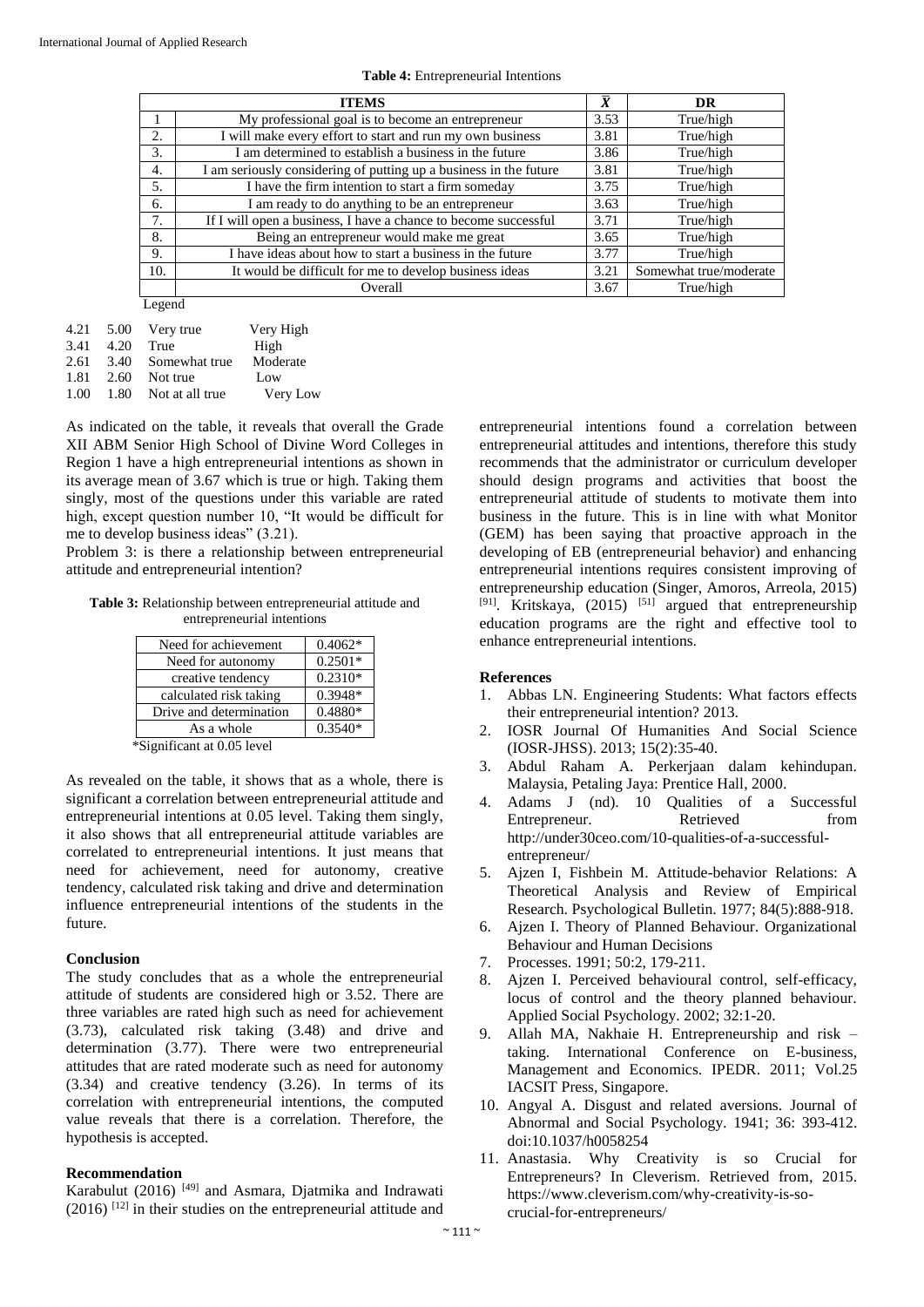**Table 4:** Entrepreneurial Intentions

| | ITEMS | $\bar{X}$ | DR |
|---|---|---|---|
| 1 | My professional goal is to become an entrepreneur | 3.53 | True/high |
| 2. | I will make every effort to start and run my own business | 3.81 | True/high |
| 3. | I am determined to establish a business in the future | 3.86 | True/high |
| 4. | I am seriously considering of putting up a business in the future | 3.81 | True/high |
| 5. | I have the firm intention to start a firm someday | 3.75 | True/high |
| 6. | I am ready to do anything to be an entrepreneur | 3.63 | True/high |
| 7. | If I will open a business, I have a chance to become successful | 3.71 | True/high |
| 8. | Being an entrepreneur would make me great | 3.65 | True/high |
| 9. | I have ideas about how to start a business in the future | 3.77 | True/high |
| 10. | It would be difficult for me to develop business ideas | 3.21 | Somewhat true/moderate |
| | Overall | 3.67 | True/high |

Legend

| | | | |
|---|---|---|---|
| 4.21 | 5.00 | Very true | Very High |
| 3.41 | 4.20 | True | High |
| 2.61 | 3.40 | Somewhat true | Moderate |
| 1.81 | 2.60 | Not true | Low |
| 1.00 | 1.80 | Not at all true | Very Low |

As indicated on the table, it reveals that overall the Grade XII ABM Senior High School of Divine Word Colleges in Region 1 have a high entrepreneurial intentions as shown in its average mean of 3.67 which is true or high. Taking them singly, most of the questions under this variable are rated high, except question number 10, "It would be difficult for me to develop business ideas" (3.21).

Problem 3: is there a relationship between entrepreneurial attitude and entrepreneurial intention?

**Table 3:** Relationship between entrepreneurial attitude and entrepreneurial intentions

| | |
|---|---|
| Need for achievement | 0.4062* |
| Need for autonomy | 0.2501* |
| creative tendency | 0.2310* |
| calculated risk taking | 0.3948* |
| Drive and determination | 0.4880* |
| As a whole | 0.3540* |

*Significant at 0.05 level

As revealed on the table, it shows that as a whole, there is significant a correlation between entrepreneurial attitude and entrepreneurial intentions at 0.05 level. Taking them singly, it also shows that all entrepreneurial attitude variables are correlated to entrepreneurial intentions. It just means that need for achievement, need for autonomy, creative tendency, calculated risk taking and drive and determination influence entrepreneurial intentions of the students in the future.

## Conclusion

The study concludes that as a whole the entrepreneurial attitude of students are considered high or 3.52. There are three variables are rated high such as need for achievement (3.73), calculated risk taking (3.48) and drive and determination (3.77). There were two entrepreneurial attitudes that are rated moderate such as need for autonomy (3.34) and creative tendency (3.26). In terms of its correlation with entrepreneurial intentions, the computed value reveals that there is a correlation. Therefore, the hypothesis is accepted.

## Recommendation

Karabulut (2016) [49] and Asmara, Djatmika and Indrawati (2016) [12] in their studies on the entrepreneurial attitude and entrepreneurial intentions found a correlation between entrepreneurial attitudes and intentions, therefore this study recommends that the administrator or curriculum developer should design programs and activities that boost the entrepreneurial attitude of students to motivate them into business in the future. This is in line with what Monitor (GEM) has been saying that proactive approach in the developing of EB (entrepreneurial behavior) and enhancing entrepreneurial intentions requires consistent improving of entrepreneurship education (Singer, Amoros, Arreola, 2015) [91]. Kritskaya, (2015) [51] argued that entrepreneurship education programs are the right and effective tool to enhance entrepreneurial intentions.

## References

1. Abbas LN. Engineering Students: What factors effects their entrepreneurial intention? 2013.
2. IOSR Journal Of Humanities And Social Science (IOSR-JHSS). 2013; 15(2):35-40.
3. Abdul Raham A. Perkerjaan dalam kehindupan. Malaysia, Petaling Jaya: Prentice Hall, 2000.
4. Adams J (nd). 10 Qualities of a Successful Entrepreneur. Retrieved from http://under30ceo.com/10-qualities-of-a-successful-entrepreneur/
5. Ajzen I, Fishbein M. Attitude-behavior Relations: A Theoretical Analysis and Review of Empirical Research. Psychological Bulletin. 1977; 84(5):888-918.
6. Ajzen I. Theory of Planned Behaviour. Organizational Behaviour and Human Decisions
7. Processes. 1991; 50:2, 179-211.
8. Ajzen I. Perceived behavioural control, self-efficacy, locus of control and the theory planned behaviour. Applied Social Psychology. 2002; 32:1-20.
9. Allah MA, Nakhaie H. Entrepreneurship and risk – taking. International Conference on E-business, Management and Economics. IPEDR. 2011; Vol.25 IACSIT Press, Singapore.
10. Angyal A. Disgust and related aversions. Journal of Abnormal and Social Psychology. 1941; 36: 393-412. doi:10.1037/h0058254
11. Anastasia. Why Creativity is so Crucial for Entrepreneurs? In Cleverism. Retrieved from, 2015. https://www.cleverism.com/why-creativity-is-so-crucial-for-entrepreneurs/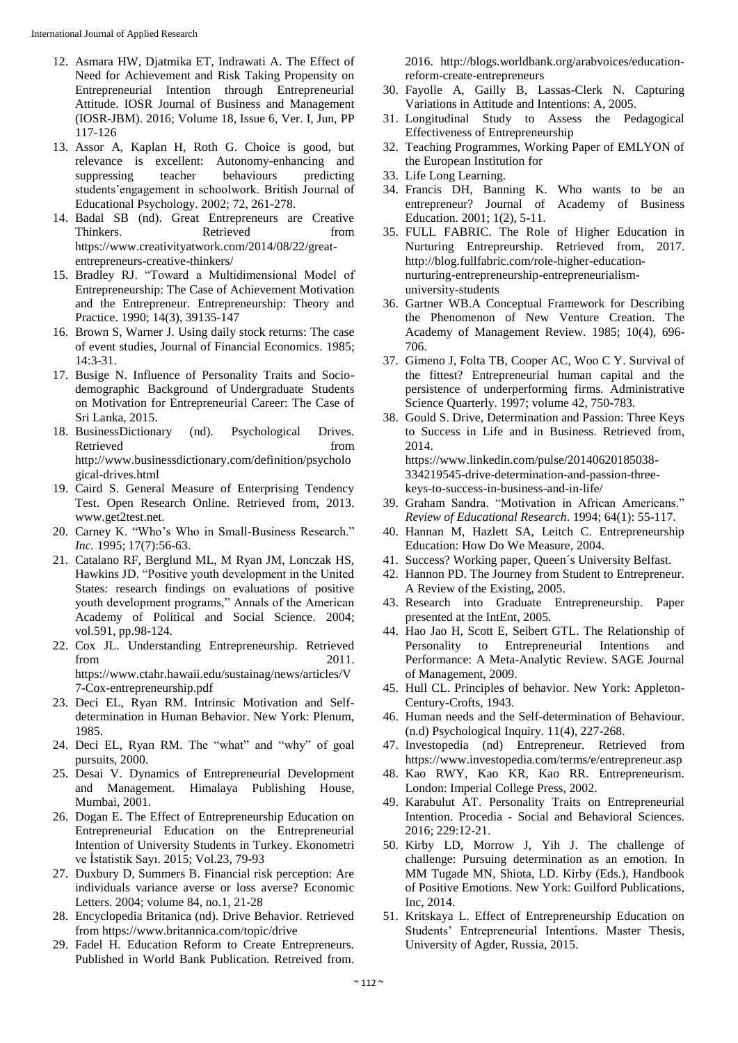12. Asmara HW, Djatmika ET, Indrawati A. The Effect of Need for Achievement and Risk Taking Propensity on Entrepreneurial Intention through Entrepreneurial Attitude. IOSR Journal of Business and Management (IOSR-JBM). 2016; Volume 18, Issue 6, Ver. I, Jun, PP 117-126
13. Assor A, Kaplan H, Roth G. Choice is good, but relevance is excellent: Autonomy-enhancing and suppressing teacher behaviours predicting students'engagement in schoolwork. British Journal of Educational Psychology. 2002; 72, 261-278.
14. Badal SB (nd). Great Entrepreneurs are Creative Thinkers. Retrieved from https://www.creativityatwork.com/2014/08/22/great-entrepreneurs-creative-thinkers/
15. Bradley RJ. "Toward a Multidimensional Model of Entrepreneurship: The Case of Achievement Motivation and the Entrepreneur. Entrepreneurship: Theory and Practice. 1990; 14(3), 39135-147
16. Brown S, Warner J. Using daily stock returns: The case of event studies, Journal of Financial Economics. 1985; 14:3-31.
17. Busige N. Influence of Personality Traits and Socio-demographic Background of Undergraduate Students on Motivation for Entrepreneurial Career: The Case of Sri Lanka, 2015.
18. BusinessDictionary (nd). Psychological Drives. Retrieved from http://www.businessdictionary.com/definition/psychological-drives.html
19. Caird S. General Measure of Enterprising Tendency Test. Open Research Online. Retrieved from, 2013. www.get2test.net.
20. Carney K. "Who's Who in Small-Business Research." *Inc*. 1995; 17(7):56-63.
21. Catalano RF, Berglund ML, M Ryan JM, Lonczak HS, Hawkins JD. "Positive youth development in the United States: research findings on evaluations of positive youth development programs," Annals of the American Academy of Political and Social Science. 2004; vol.591, pp.98-124.
22. Cox JL. Understanding Entrepreneurship. Retrieved from 2011. https://www.ctahr.hawaii.edu/sustainag/news/articles/V7-Cox-entrepreneurship.pdf
23. Deci EL, Ryan RM. Intrinsic Motivation and Self-determination in Human Behavior. New York: Plenum, 1985.
24. Deci EL, Ryan RM. The "what" and "why" of goal pursuits, 2000.
25. Desai V. Dynamics of Entrepreneurial Development and Management. Himalaya Publishing House, Mumbai, 2001.
26. Dogan E. The Effect of Entrepreneurship Education on Entrepreneurial Education on the Entrepreneurial Intention of University Students in Turkey. Ekonometri ve İstatistik Sayı. 2015; Vol.23, 79-93
27. Duxbury D, Summers B. Financial risk perception: Are individuals variance averse or loss averse? Economic Letters. 2004; volume 84, no.1, 21-28
28. Encyclopedia Britanica (nd). Drive Behavior. Retrieved from https://www.britannica.com/topic/drive
29. Fadel H. Education Reform to Create Entrepreneurs. Published in World Bank Publication. Retreived from. 2016. http://blogs.worldbank.org/arabvoices/education-reform-create-entrepreneurs
30. Fayolle A, Gailly B, Lassas-Clerk N. Capturing Variations in Attitude and Intentions: A, 2005.
31. Longitudinal Study to Assess the Pedagogical Effectiveness of Entrepreneurship
32. Teaching Programmes, Working Paper of EMLYON of the European Institution for
33. Life Long Learning.
34. Francis DH, Banning K. Who wants to be an entrepreneur? Journal of Academy of Business Education. 2001; 1(2), 5-11.
35. FULL FABRIC. The Role of Higher Education in Nurturing Entrepreurship. Retrieved from, 2017. http://blog.fullfabric.com/role-higher-education-nurturing-entrepreneurship-entrepreneurialism-university-students
36. Gartner WB.A Conceptual Framework for Describing the Phenomenon of New Venture Creation. The Academy of Management Review. 1985; 10(4), 696-706.
37. Gimeno J, Folta TB, Cooper AC, Woo C Y. Survival of the fittest? Entrepreneurial human capital and the persistence of underperforming firms. Administrative Science Quarterly. 1997; volume 42, 750-783.
38. Gould S. Drive, Determination and Passion: Three Keys to Success in Life and in Business. Retrieved from, 2014. https://www.linkedin.com/pulse/20140620185038-334219545-drive-determination-and-passion-three-keys-to-success-in-business-and-in-life/
39. Graham Sandra. "Motivation in African Americans." *Review of Educational Research*. 1994; 64(1): 55-117.
40. Hannan M, Hazlett SA, Leitch C. Entrepreneurship Education: How Do We Measure, 2004.
41. Success? Working paper, Queen´s University Belfast.
42. Hannon PD. The Journey from Student to Entrepreneur. A Review of the Existing, 2005.
43. Research into Graduate Entrepreneurship. Paper presented at the IntEnt, 2005.
44. Hao Jao H, Scott E, Seibert GTL. The Relationship of Personality to Entrepreneurial Intentions and Performance: A Meta-Analytic Review. SAGE Journal of Management, 2009.
45. Hull CL. Principles of behavior. New York: Appleton-Century-Crofts, 1943.
46. Human needs and the Self-determination of Behaviour. (n.d) Psychological Inquiry. 11(4), 227-268.
47. Investopedia (nd) Entrepreneur. Retrieved from https://www.investopedia.com/terms/e/entrepreneur.asp
48. Kao RWY, Kao KR, Kao RR. Entrepreneurism. London: Imperial College Press, 2002.
49. Karabulut AT. Personality Traits on Entrepreneurial Intention. Procedia - Social and Behavioral Sciences. 2016; 229:12-21.
50. Kirby LD, Morrow J, Yih J. The challenge of challenge: Pursuing determination as an emotion. In MM Tugade MN, Shiota, LD. Kirby (Eds.), Handbook of Positive Emotions. New York: Guilford Publications, Inc, 2014.
51. Kritskaya L. Effect of Entrepreneurship Education on Students' Entrepreneurial Intentions. Master Thesis, University of Agder, Russia, 2015.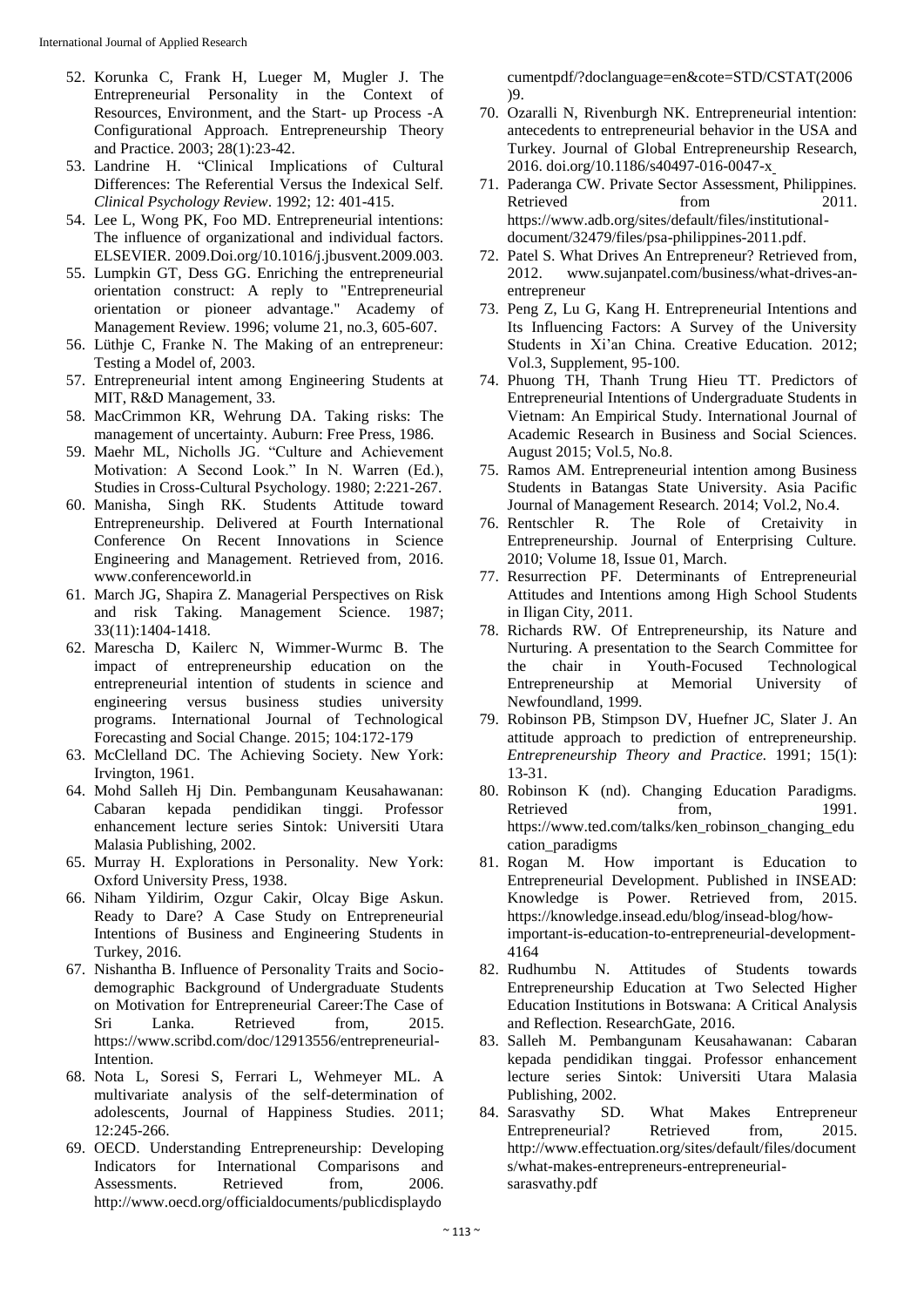52. Korunka C, Frank H, Lueger M, Mugler J. The Entrepreneurial Personality in the Context of Resources, Environment, and the Start- up Process -A Configurational Approach. Entrepreneurship Theory and Practice. 2003; 28(1):23-42.
53. Landrine H. "Clinical Implications of Cultural Differences: The Referential Versus the Indexical Self. *Clinical Psychology Review*. 1992; 12: 401-415.
54. Lee L, Wong PK, Foo MD. Entrepreneurial intentions: The influence of organizational and individual factors. ELSEVIER. 2009.Doi.org/10.1016/j.jbusvent.2009.003.
55. Lumpkin GT, Dess GG. Enriching the entrepreneurial orientation construct: A reply to "Entrepreneurial orientation or pioneer advantage." Academy of Management Review. 1996; volume 21, no.3, 605-607.
56. Lüthje C, Franke N. The Making of an entrepreneur: Testing a Model of, 2003.
57. Entrepreneurial intent among Engineering Students at MIT, R&D Management, 33.
58. MacCrimmon KR, Wehrung DA. Taking risks: The management of uncertainty. Auburn: Free Press, 1986.
59. Maehr ML, Nicholls JG. "Culture and Achievement Motivation: A Second Look." In N. Warren (Ed.), Studies in Cross-Cultural Psychology. 1980; 2:221-267.
60. Manisha, Singh RK. Students Attitude toward Entrepreneurship. Delivered at Fourth International Conference On Recent Innovations in Science Engineering and Management. Retrieved from, 2016. www.conferenceworld.in
61. March JG, Shapira Z. Managerial Perspectives on Risk and risk Taking. Management Science. 1987; 33(11):1404-1418.
62. Marescha D, Kailerc N, Wimmer-Wurmc B. The impact of entrepreneurship education on the entrepreneurial intention of students in science and engineering versus business studies university programs. International Journal of Technological Forecasting and Social Change. 2015; 104:172-179
63. McClelland DC. The Achieving Society. New York: Irvington, 1961.
64. Mohd Salleh Hj Din. Pembangunam Keusahawanan: Cabaran kepada pendidikan tinggi. Professor enhancement lecture series Sintok: Universiti Utara Malasia Publishing, 2002.
65. Murray H. Explorations in Personality. New York: Oxford University Press, 1938.
66. Niham Yildirim, Ozgur Cakir, Olcay Bige Askun. Ready to Dare? A Case Study on Entrepreneurial Intentions of Business and Engineering Students in Turkey, 2016.
67. Nishantha B. Influence of Personality Traits and Socio-demographic Background of Undergraduate Students on Motivation for Entrepreneurial Career:The Case of Sri Lanka. Retrieved from, 2015. https://www.scribd.com/doc/12913556/entrepreneurial-Intention.
68. Nota L, Soresi S, Ferrari L, Wehmeyer ML. A multivariate analysis of the self-determination of adolescents, Journal of Happiness Studies. 2011; 12:245-266.
69. OECD. Understanding Entrepreneurship: Developing Indicators for International Comparisons and Assessments. Retrieved from, 2006. http://www.oecd.org/officialdocuments/publicdisplaydocumentpdf/?doclanguage=en&cote=STD/CSTAT(2006)9.
70. Ozaralli N, Rivenburgh NK. Entrepreneurial intention: antecedents to entrepreneurial behavior in the USA and Turkey. Journal of Global Entrepreneurship Research, 2016. doi.org/10.1186/s40497-016-0047-x
71. Paderanga CW. Private Sector Assessment, Philippines. Retrieved from 2011. https://www.adb.org/sites/default/files/institutional-document/32479/files/psa-philippines-2011.pdf.
72. Patel S. What Drives An Entrepreneur? Retrieved from, 2012. www.sujanpatel.com/business/what-drives-an-entrepreneur
73. Peng Z, Lu G, Kang H. Entrepreneurial Intentions and Its Influencing Factors: A Survey of the University Students in Xi'an China. Creative Education. 2012; Vol.3, Supplement, 95-100.
74. Phuong TH, Thanh Trung Hieu TT. Predictors of Entrepreneurial Intentions of Undergraduate Students in Vietnam: An Empirical Study. International Journal of Academic Research in Business and Social Sciences. August 2015; Vol.5, No.8.
75. Ramos AM. Entrepreneurial intention among Business Students in Batangas State University. Asia Pacific Journal of Management Research. 2014; Vol.2, No.4.
76. Rentschler R. The Role of Cretaivity in Entrepreneurship. Journal of Enterprising Culture. 2010; Volume 18, Issue 01, March.
77. Resurrection PF. Determinants of Entrepreneurial Attitudes and Intentions among High School Students in Iligan City, 2011.
78. Richards RW. Of Entrepreneurship, its Nature and Nurturing. A presentation to the Search Committee for the chair in Youth-Focused Technological Entrepreneurship at Memorial University of Newfoundland, 1999.
79. Robinson PB, Stimpson DV, Huefner JC, Slater J. An attitude approach to prediction of entrepreneurship. *Entrepreneurship Theory and Practice*. 1991; 15(1): 13-31.
80. Robinson K (nd). Changing Education Paradigms. Retrieved from, 1991. https://www.ted.com/talks/ken_robinson_changing_education_paradigms
81. Rogan M. How important is Education to Entrepreneurial Development. Published in INSEAD: Knowledge is Power. Retrieved from, 2015. https://knowledge.insead.edu/blog/insead-blog/how-important-is-education-to-entrepreneurial-development-4164
82. Rudhumbu N. Attitudes of Students towards Entrepreneurship Education at Two Selected Higher Education Institutions in Botswana: A Critical Analysis and Reflection. ResearchGate, 2016.
83. Salleh M. Pembangunam Keusahawanan: Cabaran kepada pendidikan tinggai. Professor enhancement lecture series Sintok: Universiti Utara Malasia Publishing, 2002.
84. Sarasvathy SD. What Makes Entrepreneur Entrepreneurial? Retrieved from, 2015. http://www.effectuation.org/sites/default/files/documents/what-makes-entrepreneurs-entrepreneurial-sarasvathy.pdf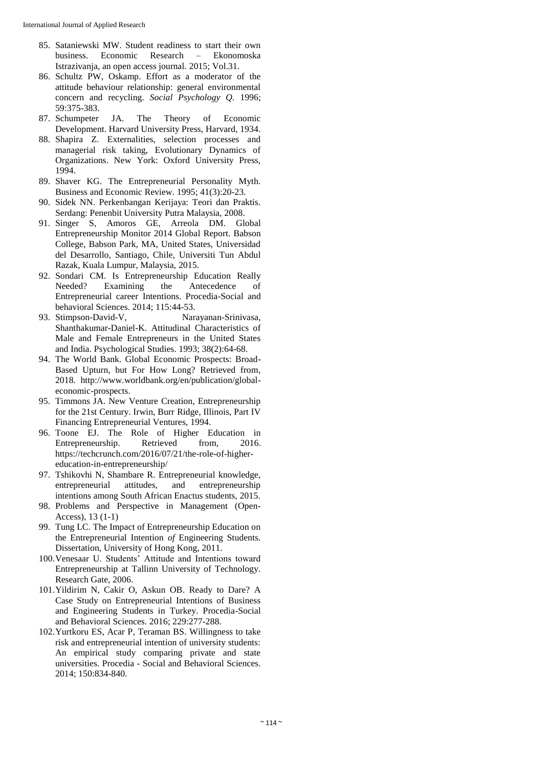85. Sataniewski MW. Student readiness to start their own business. Economic Research – Ekonomoska Istrazivanja, an open access journal. 2015; Vol.31.
86. Schultz PW, Oskamp. Effort as a moderator of the attitude behaviour relationship: general environmental concern and recycling. *Social Psychology Q*. 1996; 59:375-383.
87. Schumpeter JA. The Theory of Economic Development. Harvard University Press, Harvard, 1934.
88. Shapira Z. Externalities, selection processes and managerial risk taking, Evolutionary Dynamics of Organizations. New York: Oxford University Press, 1994.
89. Shaver KG. The Entrepreneurial Personality Myth. Business and Economic Review. 1995; 41(3):20-23.
90. Sidek NN. Perkenbangan Kerijaya: Teori dan Praktis. Serdang: Penenbit University Putra Malaysia, 2008.
91. Singer S, Amoros GE, Arreola DM. Global Entrepreneurship Monitor 2014 Global Report. Babson College, Babson Park, MA, United States, Universidad del Desarrollo, Santiago, Chile, Universiti Tun Abdul Razak, Kuala Lumpur, Malaysia, 2015.
92. Sondari CM. Is Entrepreneurship Education Really Needed? Examining the Antecedence of Entrepreneurial career Intentions. Procedia-Social and behavioral Sciences. 2014; 115:44-53.
93. Stimpson-David-V, Narayanan-Srinivasa, Shanthakumar-Daniel-K. Attitudinal Characteristics of Male and Female Entrepreneurs in the United States and India. Psychological Studies. 1993; 38(2):64-68.
94. The World Bank. Global Economic Prospects: Broad-Based Upturn, but For How Long? Retrieved from, 2018. http://www.worldbank.org/en/publication/global-economic-prospects.
95. Timmons JA. New Venture Creation, Entrepreneurship for the 21st Century. Irwin, Burr Ridge, Illinois, Part IV Financing Entrepreneurial Ventures, 1994.
96. Toone EJ. The Role of Higher Education in Entrepreneurship. Retrieved from, 2016. https://techcrunch.com/2016/07/21/the-role-of-higher-education-in-entrepreneurship/
97. Tshikovhi N, Shambare R. Entrepreneurial knowledge, entrepreneurial attitudes, and entrepreneurship intentions among South African Enactus students, 2015.
98. Problems and Perspective in Management (Open-Access), 13 (1-1)
99. Tung LC. The Impact of Entrepreneurship Education on the Entrepreneurial Intention *of* Engineering Students. Dissertation, University of Hong Kong, 2011.
100. Venesaar U. Students' Attitude and Intentions toward Entrepreneurship at Tallinn University of Technology. Research Gate, 2006.
101. Yildirim N, Cakir O, Askun OB. Ready to Dare? A Case Study on Entrepreneurial Intentions of Business and Engineering Students in Turkey. Procedia-Social and Behavioral Sciences. 2016; 229:277-288.
102. Yurtkoru ES, Acar P, Teraman BS. Willingness to take risk and entrepreneurial intention of university students: An empirical study comparing private and state universities. Procedia - Social and Behavioral Sciences. 2014; 150:834-840.